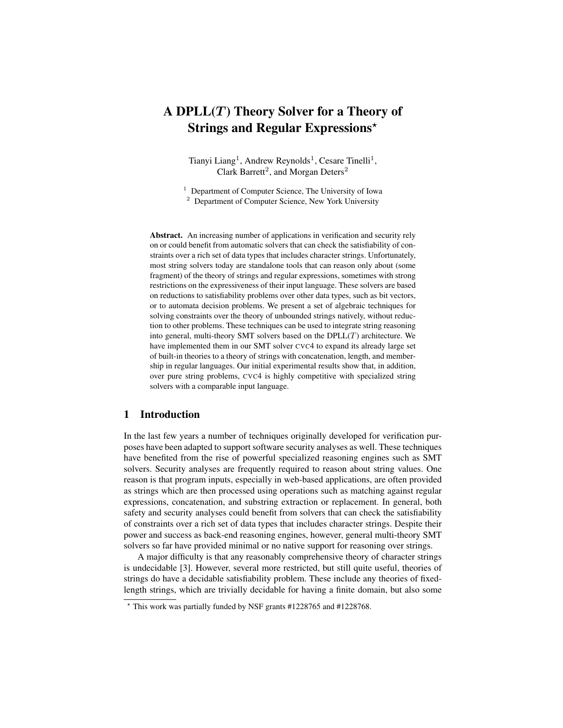# A DPLL($T$) Theory Solver for a Theory of Strings and Regular Expressions*

Tianyi Liang[1], Andrew Reynolds[1], Cesare Tinelli[1], Clark Barrett[2], and Morgan Deters[2]

[1] Department of Computer Science, The University of Iowa
[2] Department of Computer Science, New York University

**Abstract.** An increasing number of applications in verification and security rely on or could benefit from automatic solvers that can check the satisfiability of constraints over a rich set of data types that includes character strings. Unfortunately, most string solvers today are standalone tools that can reason only about (some fragment) of the theory of strings and regular expressions, sometimes with strong restrictions on the expressiveness of their input language. These solvers are based on reductions to satisfiability problems over other data types, such as bit vectors, or to automata decision problems. We present a set of algebraic techniques for solving constraints over the theory of unbounded strings natively, without reduction to other problems. These techniques can be used to integrate string reasoning into general, multi-theory SMT solvers based on the DPLL($T$) architecture. We have implemented them in our SMT solver CVC4 to expand its already large set of built-in theories to a theory of strings with concatenation, length, and membership in regular languages. Our initial experimental results show that, in addition, over pure string problems, CVC4 is highly competitive with specialized string solvers with a comparable input language.

## 1 Introduction

In the last few years a number of techniques originally developed for verification purposes have been adapted to support software security analyses as well. These techniques have benefited from the rise of powerful specialized reasoning engines such as SMT solvers. Security analyses are frequently required to reason about string values. One reason is that program inputs, especially in web-based applications, are often provided as strings which are then processed using operations such as matching against regular expressions, concatenation, and substring extraction or replacement. In general, both safety and security analyses could benefit from solvers that can check the satisfiability of constraints over a rich set of data types that includes character strings. Despite their power and success as back-end reasoning engines, however, general multi-theory SMT solvers so far have provided minimal or no native support for reasoning over strings.

A major difficulty is that any reasonably comprehensive theory of character strings is undecidable [3]. However, several more restricted, but still quite useful, theories of strings do have a decidable satisfiability problem. These include any theories of fixed-length strings, which are trivially decidable for having a finite domain, but also some

* This work was partially funded by NSF grants #1228765 and #1228768.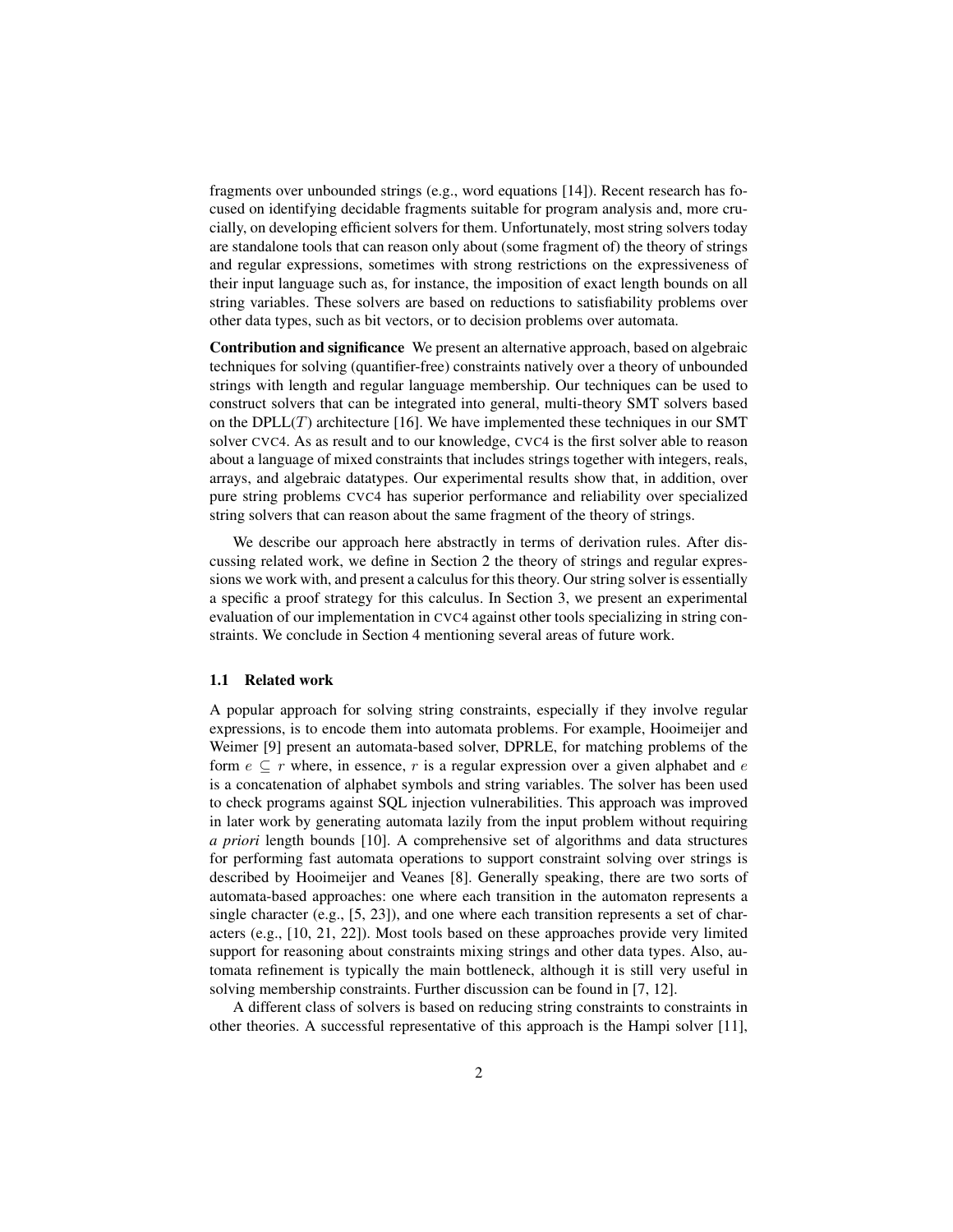fragments over unbounded strings (e.g., word equations [14]). Recent research has focused on identifying decidable fragments suitable for program analysis and, more crucially, on developing efficient solvers for them. Unfortunately, most string solvers today are standalone tools that can reason only about (some fragment of) the theory of strings and regular expressions, sometimes with strong restrictions on the expressiveness of their input language such as, for instance, the imposition of exact length bounds on all string variables. These solvers are based on reductions to satisfiability problems over other data types, such as bit vectors, or to decision problems over automata.

**Contribution and significance** We present an alternative approach, based on algebraic techniques for solving (quantifier-free) constraints natively over a theory of unbounded strings with length and regular language membership. Our techniques can be used to construct solvers that can be integrated into general, multi-theory SMT solvers based on the DPLL($T$) architecture [16]. We have implemented these techniques in our SMT solver CVC4. As as result and to our knowledge, CVC4 is the first solver able to reason about a language of mixed constraints that includes strings together with integers, reals, arrays, and algebraic datatypes. Our experimental results show that, in addition, over pure string problems CVC4 has superior performance and reliability over specialized string solvers that can reason about the same fragment of the theory of strings.

We describe our approach here abstractly in terms of derivation rules. After discussing related work, we define in Section 2 the theory of strings and regular expressions we work with, and present a calculus for this theory. Our string solver is essentially a specific a proof strategy for this calculus. In Section 3, we present an experimental evaluation of our implementation in CVC4 against other tools specializing in string constraints. We conclude in Section 4 mentioning several areas of future work.

### 1.1 Related work

A popular approach for solving string constraints, especially if they involve regular expressions, is to encode them into automata problems. For example, Hooimeijer and Weimer [9] present an automata-based solver, DPRLE, for matching problems of the form $e \subseteq r$ where, in essence, $r$ is a regular expression over a given alphabet and $e$ is a concatenation of alphabet symbols and string variables. The solver has been used to check programs against SQL injection vulnerabilities. This approach was improved in later work by generating automata lazily from the input problem without requiring *a priori* length bounds [10]. A comprehensive set of algorithms and data structures for performing fast automata operations to support constraint solving over strings is described by Hooimeijer and Veanes [8]. Generally speaking, there are two sorts of automata-based approaches: one where each transition in the automaton represents a single character (e.g., [5, 23]), and one where each transition represents a set of characters (e.g., [10, 21, 22]). Most tools based on these approaches provide very limited support for reasoning about constraints mixing strings and other data types. Also, automata refinement is typically the main bottleneck, although it is still very useful in solving membership constraints. Further discussion can be found in [7, 12].

A different class of solvers is based on reducing string constraints to constraints in other theories. A successful representative of this approach is the Hampi solver [11],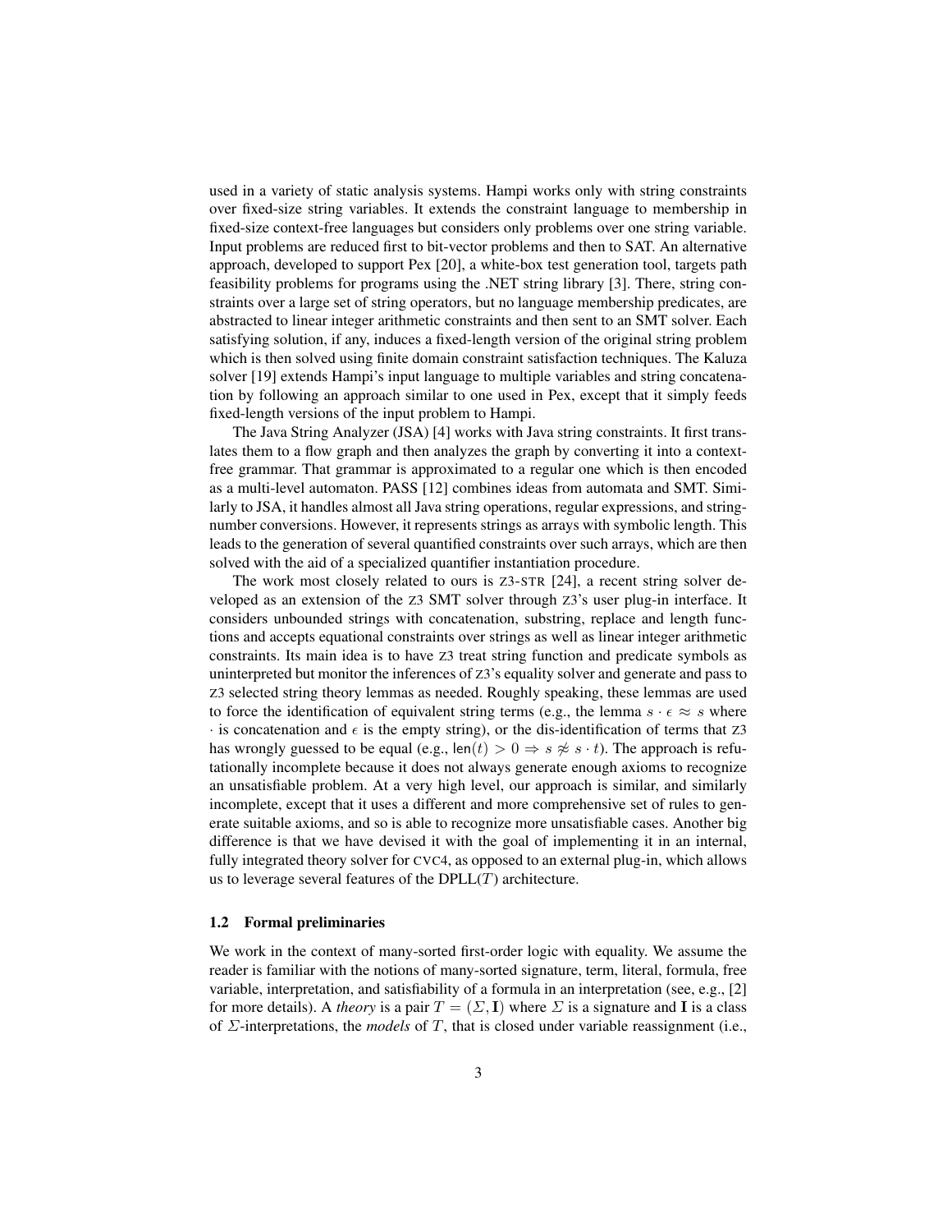used in a variety of static analysis systems. Hampi works only with string constraints over fixed-size string variables. It extends the constraint language to membership in fixed-size context-free languages but considers only problems over one string variable. Input problems are reduced first to bit-vector problems and then to SAT. An alternative approach, developed to support Pex [20], a white-box test generation tool, targets path feasibility problems for programs using the .NET string library [3]. There, string constraints over a large set of string operators, but no language membership predicates, are abstracted to linear integer arithmetic constraints and then sent to an SMT solver. Each satisfying solution, if any, induces a fixed-length version of the original string problem which is then solved using finite domain constraint satisfaction techniques. The Kaluza solver [19] extends Hampi's input language to multiple variables and string concatenation by following an approach similar to one used in Pex, except that it simply feeds fixed-length versions of the input problem to Hampi.

The Java String Analyzer (JSA) [4] works with Java string constraints. It first translates them to a flow graph and then analyzes the graph by converting it into a context-free grammar. That grammar is approximated to a regular one which is then encoded as a multi-level automaton. PASS [12] combines ideas from automata and SMT. Similarly to JSA, it handles almost all Java string operations, regular expressions, and string-number conversions. However, it represents strings as arrays with symbolic length. This leads to the generation of several quantified constraints over such arrays, which are then solved with the aid of a specialized quantifier instantiation procedure.

The work most closely related to ours is Z3-STR [24], a recent string solver developed as an extension of the Z3 SMT solver through Z3's user plug-in interface. It considers unbounded strings with concatenation, substring, replace and length functions and accepts equational constraints over strings as well as linear integer arithmetic constraints. Its main idea is to have Z3 treat string function and predicate symbols as uninterpreted but monitor the inferences of Z3's equality solver and generate and pass to Z3 selected string theory lemmas as needed. Roughly speaking, these lemmas are used to force the identification of equivalent string terms (e.g., the lemma $s \cdot \epsilon \approx s$ where $\cdot$ is concatenation and $\epsilon$ is the empty string), or the dis-identification of terms that Z3 has wrongly guessed to be equal (e.g., $\mathsf{len}(t) > 0 \Rightarrow s \not\approx s \cdot t$). The approach is refutationally incomplete because it does not always generate enough axioms to recognize an unsatisfiable problem. At a very high level, our approach is similar, and similarly incomplete, except that it uses a different and more comprehensive set of rules to generate suitable axioms, and so is able to recognize more unsatisfiable cases. Another big difference is that we have devised it with the goal of implementing it in an internal, fully integrated theory solver for CVC4, as opposed to an external plug-in, which allows us to leverage several features of the DPLL($T$) architecture.

### 1.2 Formal preliminaries

We work in the context of many-sorted first-order logic with equality. We assume the reader is familiar with the notions of many-sorted signature, term, literal, formula, free variable, interpretation, and satisfiability of a formula in an interpretation (see, e.g., [2] for more details). A *theory* is a pair $T = (\Sigma, \mathbf{I})$ where $\Sigma$ is a signature and $\mathbf{I}$ is a class of $\Sigma$-interpretations, the *models* of $T$, that is closed under variable reassignment (i.e.,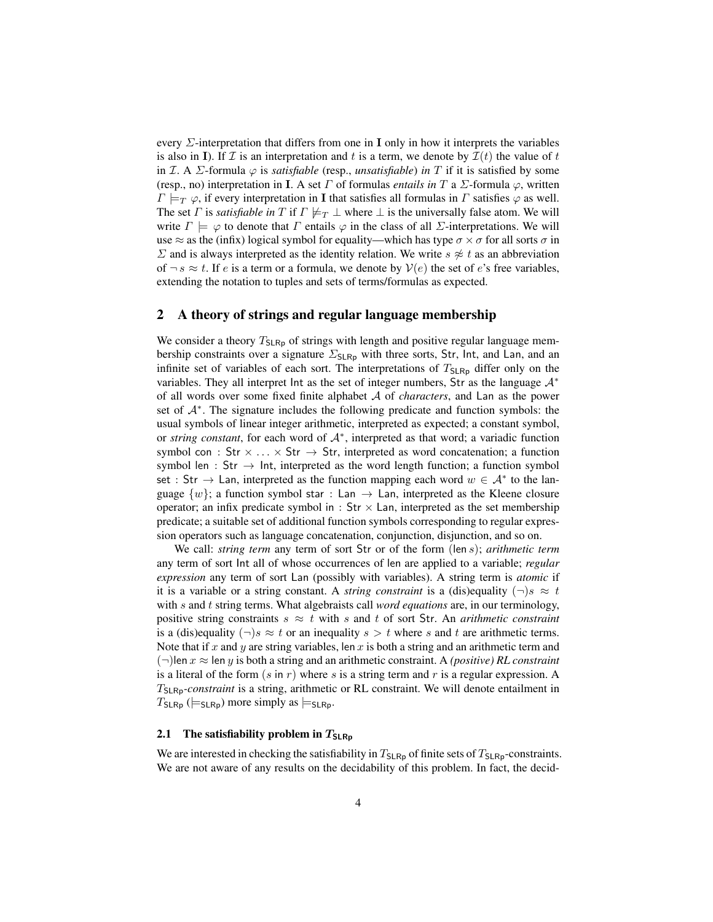every $\Sigma$-interpretation that differs from one in $\mathbf{I}$ only in how it interprets the variables is also in $\mathbf{I}$). If $\mathcal{I}$ is an interpretation and $t$ is a term, we denote by $\mathcal{I}(t)$ the value of $t$ in $\mathcal{I}$. A $\Sigma$-formula $\varphi$ is *satisfiable* (resp., *unsatisfiable*) *in* $T$ if it is satisfied by some (resp., no) interpretation in $\mathbf{I}$. A set $\Gamma$ of formulas *entails in* $T$ a $\Sigma$-formula $\varphi$, written $\Gamma \models_T \varphi$, if every interpretation in $\mathbf{I}$ that satisfies all formulas in $\Gamma$ satisfies $\varphi$ as well. The set $\Gamma$ is *satisfiable in* $T$ if $\Gamma \not\models_T \bot$ where $\bot$ is the universally false atom. We will write $\Gamma \models \varphi$ to denote that $\Gamma$ entails $\varphi$ in the class of all $\Sigma$-interpretations. We will use $\approx$ as the (infix) logical symbol for equality—which has type $\sigma \times \sigma$ for all sorts $\sigma$ in $\Sigma$ and is always interpreted as the identity relation. We write $s \not\approx t$ as an abbreviation of $\neg\, s \approx t$. If $e$ is a term or a formula, we denote by $\mathcal{V}(e)$ the set of $e$'s free variables, extending the notation to tuples and sets of terms/formulas as expected.

## 2 A theory of strings and regular language membership

We consider a theory $T_{\mathsf{SLRp}}$ of strings with length and positive regular language membership constraints over a signature $\Sigma_{\mathsf{SLRp}}$ with three sorts, $\mathsf{Str}$, $\mathsf{Int}$, and $\mathsf{Lan}$, and an infinite set of variables of each sort. The interpretations of $T_{\mathsf{SLRp}}$ differ only on the variables. They all interpret $\mathsf{Int}$ as the set of integer numbers, $\mathsf{Str}$ as the language $\mathcal{A}^*$ of all words over some fixed finite alphabet $\mathcal{A}$ of *characters*, and $\mathsf{Lan}$ as the power set of $\mathcal{A}^*$. The signature includes the following predicate and function symbols: the usual symbols of linear integer arithmetic, interpreted as expected; a constant symbol, or *string constant*, for each word of $\mathcal{A}^*$, interpreted as that word; a variadic function symbol $\mathsf{con} : \mathsf{Str} \times \ldots \times \mathsf{Str} \to \mathsf{Str}$, interpreted as word concatenation; a function symbol $\mathsf{len} : \mathsf{Str} \to \mathsf{Int}$, interpreted as the word length function; a function symbol $\mathsf{set} : \mathsf{Str} \to \mathsf{Lan}$, interpreted as the function mapping each word $w \in \mathcal{A}^*$ to the language $\{w\}$; a function symbol $\mathsf{star} : \mathsf{Lan} \to \mathsf{Lan}$, interpreted as the Kleene closure operator; an infix predicate symbol $\mathsf{in} : \mathsf{Str} \times \mathsf{Lan}$, interpreted as the set membership predicate; a suitable set of additional function symbols corresponding to regular expression operators such as language concatenation, conjunction, disjunction, and so on.

We call: *string term* any term of sort $\mathsf{Str}$ or of the form $(\mathsf{len}\, s)$; *arithmetic term* any term of sort $\mathsf{Int}$ all of whose occurrences of $\mathsf{len}$ are applied to a variable; *regular expression* any term of sort $\mathsf{Lan}$ (possibly with variables). A string term is *atomic* if it is a variable or a string constant. A *string constraint* is a (dis)equality $(\neg)s \approx t$ with $s$ and $t$ string terms. What algebraists call *word equations* are, in our terminology, positive string constraints $s \approx t$ with $s$ and $t$ of sort $\mathsf{Str}$. An *arithmetic constraint* is a (dis)equality $(\neg)s \approx t$ or an inequality $s > t$ where $s$ and $t$ are arithmetic terms. Note that if $x$ and $y$ are string variables, $\mathsf{len}\, x$ is both a string and an arithmetic term and $(\neg)\mathsf{len}\, x \approx \mathsf{len}\, y$ is both a string and an arithmetic constraint. A *(positive) RL constraint* is a literal of the form $(s \;\mathsf{in}\; r)$ where $s$ is a string term and $r$ is a regular expression. A $T_{\mathsf{SLRp}}$*-constraint* is a string, arithmetic or RL constraint. We will denote entailment in $T_{\mathsf{SLRp}}$ ($\models_{\mathsf{SLRp}}$) more simply as $\models_{\mathsf{SLRp}}$.

### 2.1 The satisfiability problem in $T_{\mathsf{SLRp}}$

We are interested in checking the satisfiability in $T_{\mathsf{SLRp}}$ of finite sets of $T_{\mathsf{SLRp}}$-constraints. We are not aware of any results on the decidability of this problem. In fact, the decid-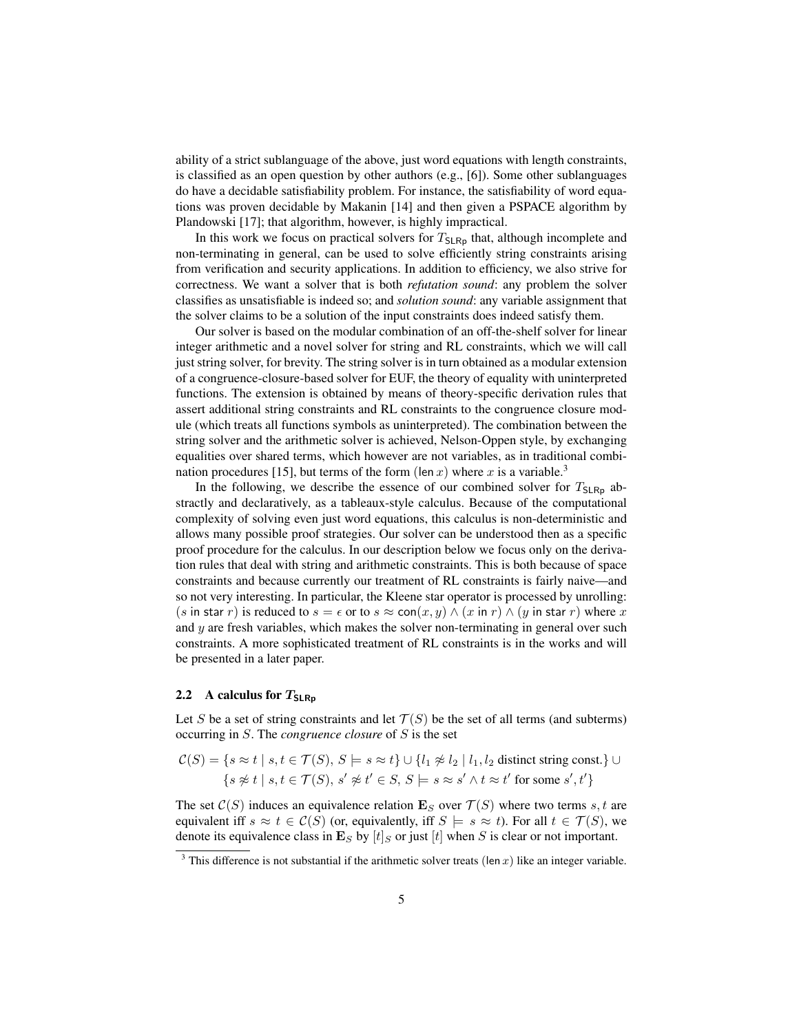ability of a strict sublanguage of the above, just word equations with length constraints, is classified as an open question by other authors (e.g., [6]). Some other sublanguages do have a decidable satisfiability problem. For instance, the satisfiability of word equations was proven decidable by Makanin [14] and then given a PSPACE algorithm by Plandowski [17]; that algorithm, however, is highly impractical.

In this work we focus on practical solvers for $T_{\mathsf{SLRp}}$ that, although incomplete and non-terminating in general, can be used to solve efficiently string constraints arising from verification and security applications. In addition to efficiency, we also strive for correctness. We want a solver that is both *refutation sound*: any problem the solver classifies as unsatisfiable is indeed so; and *solution sound*: any variable assignment that the solver claims to be a solution of the input constraints does indeed satisfy them.

Our solver is based on the modular combination of an off-the-shelf solver for linear integer arithmetic and a novel solver for string and RL constraints, which we will call just string solver, for brevity. The string solver is in turn obtained as a modular extension of a congruence-closure-based solver for EUF, the theory of equality with uninterpreted functions. The extension is obtained by means of theory-specific derivation rules that assert additional string constraints and RL constraints to the congruence closure module (which treats all functions symbols as uninterpreted). The combination between the string solver and the arithmetic solver is achieved, Nelson-Oppen style, by exchanging equalities over shared terms, which however are not variables, as in traditional combination procedures [15], but terms of the form $(\mathsf{len}\ x)$ where $x$ is a variable.[3]

In the following, we describe the essence of our combined solver for $T_{\mathsf{SLRp}}$ abstractly and declaratively, as a tableaux-style calculus. Because of the computational complexity of solving even just word equations, this calculus is non-deterministic and allows many possible proof strategies. Our solver can be understood then as a specific proof procedure for the calculus. In our description below we focus only on the derivation rules that deal with string and arithmetic constraints. This is both because of space constraints and because currently our treatment of RL constraints is fairly naive—and so not very interesting. In particular, the Kleene star operator is processed by unrolling: $(s\ \mathsf{in}\ \mathsf{star}\ r)$ is reduced to $s = \epsilon$ or to $s \approx \mathsf{con}(x, y) \wedge (x\ \mathsf{in}\ r) \wedge (y\ \mathsf{in}\ \mathsf{star}\ r)$ where $x$ and $y$ are fresh variables, which makes the solver non-terminating in general over such constraints. A more sophisticated treatment of RL constraints is in the works and will be presented in a later paper.

### 2.2 A calculus for $T_{\mathsf{SLRp}}$

Let $S$ be a set of string constraints and let $\mathcal{T}(S)$ be the set of all terms (and subterms) occurring in $S$. The *congruence closure* of $S$ is the set

$$\begin{aligned}\mathcal{C}(S) = \{s \approx t \mid s, t \in \mathcal{T}(S),\ S \models s \approx t\} \cup \{l_1 \not\approx l_2 \mid l_1, l_2 \text{ distinct string const.}\} \cup \\ \{s \not\approx t \mid s, t \in \mathcal{T}(S),\ s' \not\approx t' \in S,\ S \models s \approx s' \wedge t \approx t' \text{ for some } s', t'\}\end{aligned}$$

The set $\mathcal{C}(S)$ induces an equivalence relation $\mathbf{E}_S$ over $\mathcal{T}(S)$ where two terms $s, t$ are equivalent iff $s \approx t \in \mathcal{C}(S)$ (or, equivalently, iff $S \models s \approx t$). For all $t \in \mathcal{T}(S)$, we denote its equivalence class in $\mathbf{E}_S$ by $[t]_S$ or just $[t]$ when $S$ is clear or not important.

[3] This difference is not substantial if the arithmetic solver treats $(\mathsf{len}\ x)$ like an integer variable.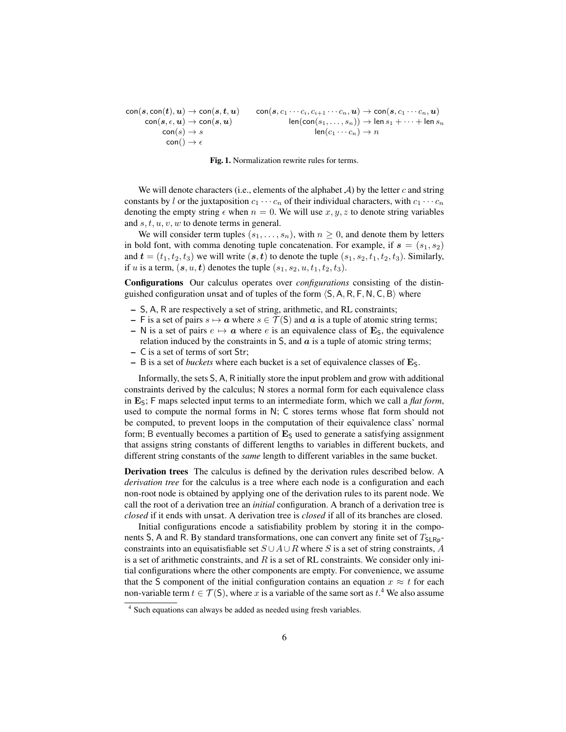$$
\begin{array}{rlrl}
\mathsf{con}(\boldsymbol{s}, \mathsf{con}(\boldsymbol{t}), \boldsymbol{u}) & \rightarrow \mathsf{con}(\boldsymbol{s}, \boldsymbol{t}, \boldsymbol{u}) & \mathsf{con}(\boldsymbol{s}, c_1 \cdots c_i, c_{i+1} \cdots c_n, \boldsymbol{u}) & \rightarrow \mathsf{con}(\boldsymbol{s}, c_1 \cdots c_n, \boldsymbol{u}) \\
\mathsf{con}(\boldsymbol{s}, \epsilon, \boldsymbol{u}) & \rightarrow \mathsf{con}(\boldsymbol{s}, \boldsymbol{u}) & \mathsf{len}(\mathsf{con}(s_1, \ldots, s_n)) & \rightarrow \mathsf{len}\, s_1 + \cdots + \mathsf{len}\, s_n \\
\mathsf{con}(s) & \rightarrow s & \mathsf{len}(c_1 \cdots c_n) & \rightarrow n \\
\mathsf{con}() & \rightarrow \epsilon & &
\end{array}
$$

**Fig. 1.** Normalization rewrite rules for terms.

We will denote characters (i.e., elements of the alphabet $\mathcal{A}$) by the letter $c$ and string constants by $l$ or the juxtaposition $c_1 \cdots c_n$ of their individual characters, with $c_1 \cdots c_n$ denoting the empty string $\epsilon$ when $n = 0$. We will use $x, y, z$ to denote string variables and $s, t, u, v, w$ to denote terms in general.

We will consider term tuples $(s_1, \ldots, s_n)$, with $n \geq 0$, and denote them by letters in bold font, with comma denoting tuple concatenation. For example, if $\boldsymbol{s} = (s_1, s_2)$ and $\boldsymbol{t} = (t_1, t_2, t_3)$ we will write $(\boldsymbol{s}, \boldsymbol{t})$ to denote the tuple $(s_1, s_2, t_1, t_2, t_3)$. Similarly, if $u$ is a term, $(\boldsymbol{s}, u, \boldsymbol{t})$ denotes the tuple $(s_1, s_2, u, t_1, t_2, t_3)$.

**Configurations** Our calculus operates over *configurations* consisting of the distinguished configuration unsat and of tuples of the form $\langle \mathsf{S}, \mathsf{A}, \mathsf{R}, \mathsf{F}, \mathsf{N}, \mathsf{C}, \mathsf{B} \rangle$ where

- $\mathsf{S}$, $\mathsf{A}$, $\mathsf{R}$ are respectively a set of string, arithmetic, and RL constraints;
- $\mathsf{F}$ is a set of pairs $s \mapsto \boldsymbol{a}$ where $s \in \mathcal{T}(\mathsf{S})$ and $\boldsymbol{a}$ is a tuple of atomic string terms;
- $\mathsf{N}$ is a set of pairs $e \mapsto \boldsymbol{a}$ where $e$ is an equivalence class of $\mathbf{E}_\mathsf{S}$, the equivalence relation induced by the constraints in $\mathsf{S}$, and $\boldsymbol{a}$ is a tuple of atomic string terms;
- $\mathsf{C}$ is a set of terms of sort Str;
- $\mathsf{B}$ is a set of *buckets* where each bucket is a set of equivalence classes of $\mathbf{E}_\mathsf{S}$.

Informally, the sets $\mathsf{S}$, $\mathsf{A}$, $\mathsf{R}$ initially store the input problem and grow with additional constraints derived by the calculus; $\mathsf{N}$ stores a normal form for each equivalence class in $\mathbf{E}_\mathsf{S}$; $\mathsf{F}$ maps selected input terms to an intermediate form, which we call a *flat form*, used to compute the normal forms in $\mathsf{N}$; $\mathsf{C}$ stores terms whose flat form should not be computed, to prevent loops in the computation of their equivalence class' normal form; $\mathsf{B}$ eventually becomes a partition of $\mathbf{E}_\mathsf{S}$ used to generate a satisfying assignment that assigns string constants of different lengths to variables in different buckets, and different string constants of the *same* length to different variables in the same bucket.

**Derivation trees** The calculus is defined by the derivation rules described below. A *derivation tree* for the calculus is a tree where each node is a configuration and each non-root node is obtained by applying one of the derivation rules to its parent node. We call the root of a derivation tree an *initial* configuration. A branch of a derivation tree is *closed* if it ends with unsat. A derivation tree is *closed* if all of its branches are closed.

Initial configurations encode a satisfiability problem by storing it in the components $\mathsf{S}$, $\mathsf{A}$ and $\mathsf{R}$. By standard transformations, one can convert any finite set of $T_{\mathsf{SLRp}}$-constraints into an equisatisfiable set $S \cup A \cup R$ where $S$ is a set of string constraints, $A$ is a set of arithmetic constraints, and $R$ is a set of RL constraints. We consider only initial configurations where the other components are empty. For convenience, we assume that the $\mathsf{S}$ component of the initial configuration contains an equation $x \approx t$ for each non-variable term $t \in \mathcal{T}(\mathsf{S})$, where $x$ is a variable of the same sort as $t$.[4] We also assume

[4] Such equations can always be added as needed using fresh variables.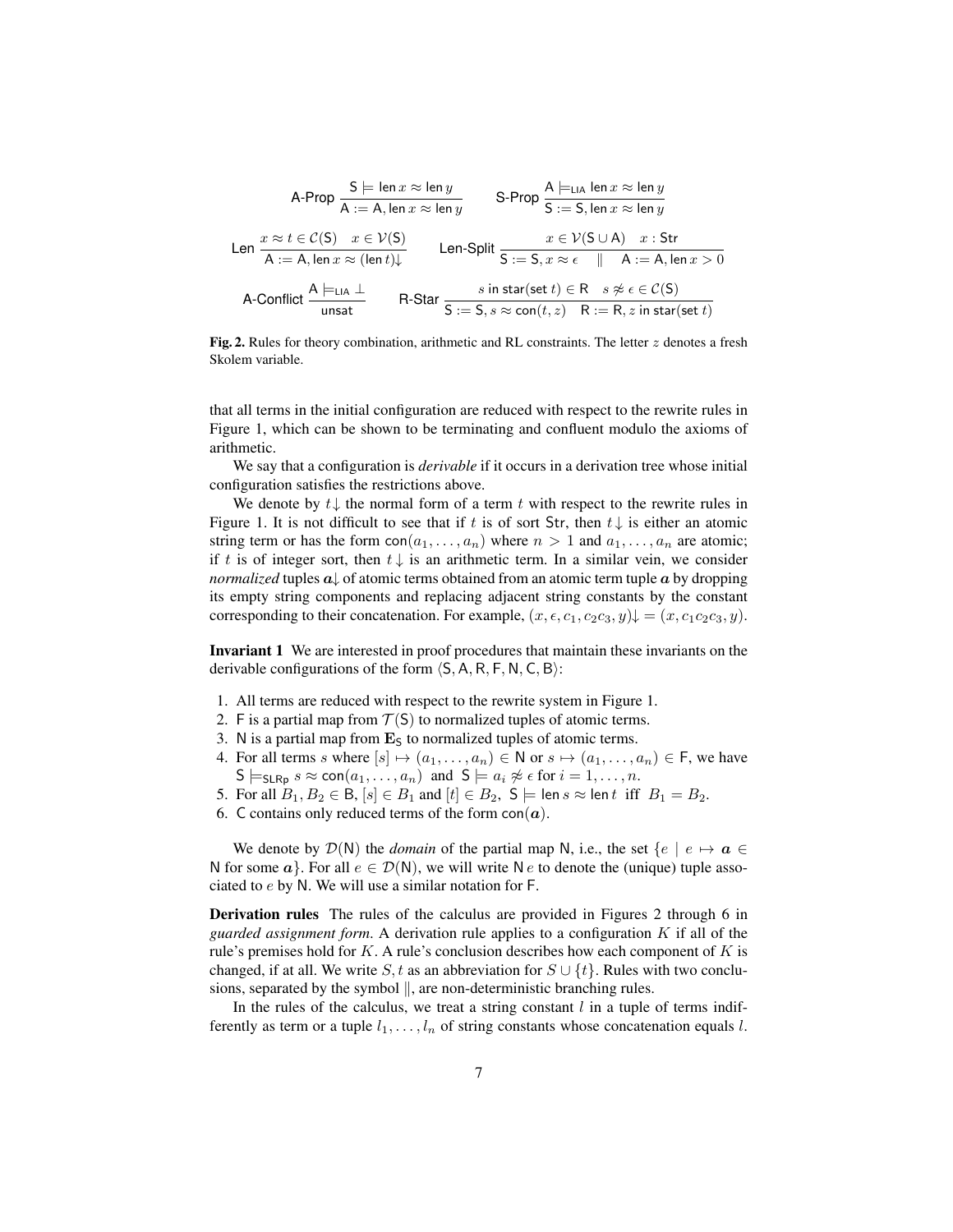$$\text{A-Prop}\ \frac{\mathsf{S} \models \mathsf{len}\, x \approx \mathsf{len}\, y}{\mathsf{A} := \mathsf{A}, \mathsf{len}\, x \approx \mathsf{len}\, y} \qquad \text{S-Prop}\ \frac{\mathsf{A} \models_{\mathsf{LIA}} \mathsf{len}\, x \approx \mathsf{len}\, y}{\mathsf{S} := \mathsf{S}, \mathsf{len}\, x \approx \mathsf{len}\, y}$$

$$\text{Len}\ \frac{x \approx t \in \mathcal{C}(\mathsf{S}) \quad x \in \mathcal{V}(\mathsf{S})}{\mathsf{A} := \mathsf{A}, \mathsf{len}\, x \approx (\mathsf{len}\, t){\downarrow}} \qquad \text{Len-Split}\ \frac{x \in \mathcal{V}(\mathsf{S} \cup \mathsf{A}) \quad x : \mathsf{Str}}{\mathsf{S} := \mathsf{S}, x \approx \epsilon \quad \| \quad \mathsf{A} := \mathsf{A}, \mathsf{len}\, x > 0}$$

$$\text{A-Conflict}\ \frac{\mathsf{A} \models_{\mathsf{LIA}} \bot}{\mathsf{unsat}} \qquad \text{R-Star}\ \frac{s \ \mathsf{in}\ \mathsf{star}(\mathsf{set}\ t) \in \mathsf{R} \quad s \not\approx \epsilon \in \mathcal{C}(\mathsf{S})}{\mathsf{S} := \mathsf{S}, s \approx \mathsf{con}(t, z) \quad \mathsf{R} := \mathsf{R}, z \ \mathsf{in}\ \mathsf{star}(\mathsf{set}\ t)}$$

**Fig. 2.** Rules for theory combination, arithmetic and RL constraints. The letter $z$ denotes a fresh Skolem variable.

that all terms in the initial configuration are reduced with respect to the rewrite rules in Figure 1, which can be shown to be terminating and confluent modulo the axioms of arithmetic.

We say that a configuration is *derivable* if it occurs in a derivation tree whose initial configuration satisfies the restrictions above.

We denote by $t{\downarrow}$ the normal form of a term $t$ with respect to the rewrite rules in Figure 1. It is not difficult to see that if $t$ is of sort $\mathsf{Str}$, then $t{\downarrow}$ is either an atomic string term or has the form $\mathsf{con}(a_1, \ldots, a_n)$ where $n > 1$ and $a_1, \ldots, a_n$ are atomic; if $t$ is of integer sort, then $t{\downarrow}$ is an arithmetic term. In a similar vein, we consider *normalized* tuples $\boldsymbol{a}{\downarrow}$ of atomic terms obtained from an atomic term tuple $\boldsymbol{a}$ by dropping its empty string components and replacing adjacent string constants by the constant corresponding to their concatenation. For example, $(x, \epsilon, c_1, c_2c_3, y){\downarrow} = (x, c_1c_2c_3, y)$.

**Invariant 1** We are interested in proof procedures that maintain these invariants on the derivable configurations of the form $\langle \mathsf{S}, \mathsf{A}, \mathsf{R}, \mathsf{F}, \mathsf{N}, \mathsf{C}, \mathsf{B} \rangle$:

1. All terms are reduced with respect to the rewrite system in Figure 1.
2. $\mathsf{F}$ is a partial map from $\mathcal{T}(\mathsf{S})$ to normalized tuples of atomic terms.
3. $\mathsf{N}$ is a partial map from $\mathbf{E}_\mathsf{S}$ to normalized tuples of atomic terms.
4. For all terms $s$ where $[s] \mapsto (a_1, \ldots, a_n) \in \mathsf{N}$ or $s \mapsto (a_1, \ldots, a_n) \in \mathsf{F}$, we have $\mathsf{S} \models_{\mathsf{SLRp}} s \approx \mathsf{con}(a_1, \ldots, a_n)$ and $\mathsf{S} \models a_i \not\approx \epsilon$ for $i = 1, \ldots, n$.
5. For all $B_1, B_2 \in \mathsf{B}$, $[s] \in B_1$ and $[t] \in B_2$, $\mathsf{S} \models \mathsf{len}\, s \approx \mathsf{len}\, t$ iff $B_1 = B_2$.
6. $\mathsf{C}$ contains only reduced terms of the form $\mathsf{con}(\boldsymbol{a})$.

We denote by $\mathcal{D}(\mathsf{N})$ the *domain* of the partial map $\mathsf{N}$, i.e., the set $\{e \mid e \mapsto \boldsymbol{a} \in \mathsf{N}$ for some $\boldsymbol{a}\}$. For all $e \in \mathcal{D}(\mathsf{N})$, we will write $\mathsf{N}\, e$ to denote the (unique) tuple associated to $e$ by $\mathsf{N}$. We will use a similar notation for $\mathsf{F}$.

**Derivation rules** The rules of the calculus are provided in Figures 2 through 6 in *guarded assignment form*. A derivation rule applies to a configuration $K$ if all of the rule's premises hold for $K$. A rule's conclusion describes how each component of $K$ is changed, if at all. We write $S, t$ as an abbreviation for $S \cup \{t\}$. Rules with two conclusions, separated by the symbol $\|$, are non-deterministic branching rules.

In the rules of the calculus, we treat a string constant $l$ in a tuple of terms indifferently as term or a tuple $l_1, \ldots, l_n$ of string constants whose concatenation equals $l$.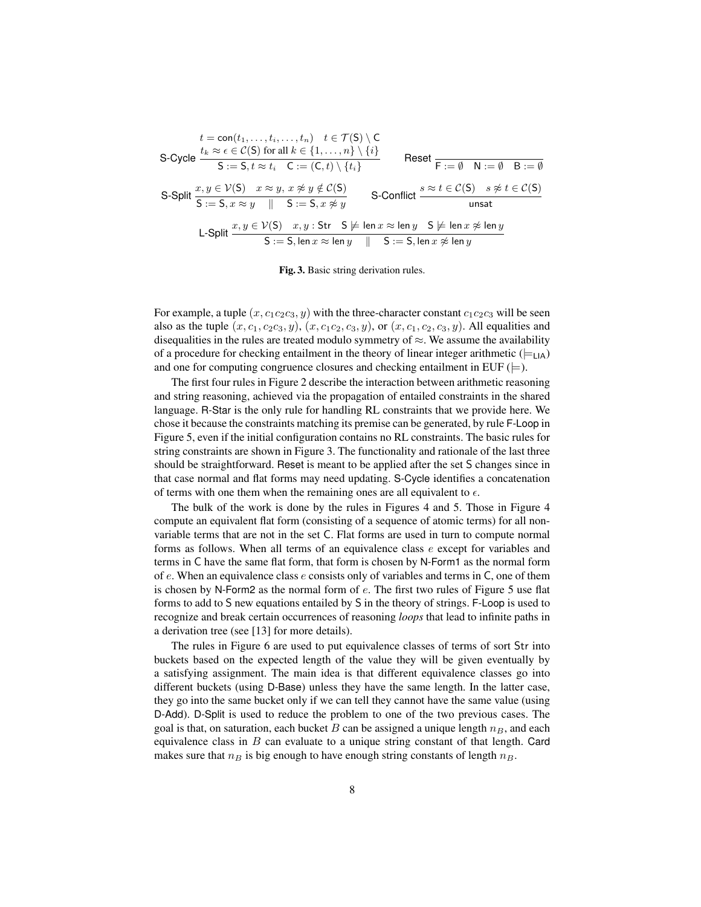$$\textsf{S-Cycle}\ \frac{t = \mathsf{con}(t_1, \ldots, t_i, \ldots, t_n) \quad t \in \mathcal{T}(\mathsf{S}) \setminus \mathsf{C} \qquad t_k \approx \epsilon \in \mathcal{C}(\mathsf{S}) \text{ for all } k \in \{1, \ldots, n\} \setminus \{i\}}{\mathsf{S} := \mathsf{S}, t \approx t_i \quad \mathsf{C} := (\mathsf{C}, t) \setminus \{t_i\}} \qquad \textsf{Reset}\ \frac{}{\mathsf{F} := \emptyset \quad \mathsf{N} := \emptyset \quad \mathsf{B} := \emptyset}$$

$$\textsf{S-Split}\ \frac{x, y \in \mathcal{V}(\mathsf{S}) \quad x \approx y,\, x \not\approx y \notin \mathcal{C}(\mathsf{S})}{\mathsf{S} := \mathsf{S}, x \approx y \quad \| \quad \mathsf{S} := \mathsf{S}, x \not\approx y} \qquad \textsf{S-Conflict}\ \frac{s \approx t \in \mathcal{C}(\mathsf{S}) \quad s \not\approx t \in \mathcal{C}(\mathsf{S})}{\mathsf{unsat}}$$

$$\textsf{L-Split}\ \frac{x, y \in \mathcal{V}(\mathsf{S}) \quad x, y : \mathsf{Str} \quad \mathsf{S} \not\models \mathsf{len}\, x \approx \mathsf{len}\, y \quad \mathsf{S} \not\models \mathsf{len}\, x \not\approx \mathsf{len}\, y}{\mathsf{S} := \mathsf{S}, \mathsf{len}\, x \approx \mathsf{len}\, y \quad \| \quad \mathsf{S} := \mathsf{S}, \mathsf{len}\, x \not\approx \mathsf{len}\, y}$$

**Fig. 3.** Basic string derivation rules.

For example, a tuple $(x, c_1c_2c_3, y)$ with the three-character constant $c_1c_2c_3$ will be seen also as the tuple $(x, c_1, c_2c_3, y)$, $(x, c_1c_2, c_3, y)$, or $(x, c_1, c_2, c_3, y)$. All equalities and disequalities in the rules are treated modulo symmetry of $\approx$. We assume the availability of a procedure for checking entailment in the theory of linear integer arithmetic ($\models_{\mathsf{LIA}}$) and one for computing congruence closures and checking entailment in EUF ($\models$).

The first four rules in Figure 2 describe the interaction between arithmetic reasoning and string reasoning, achieved via the propagation of entailed constraints in the shared language. R-Star is the only rule for handling RL constraints that we provide here. We chose it because the constraints matching its premise can be generated, by rule F-Loop in Figure 5, even if the initial configuration contains no RL constraints. The basic rules for string constraints are shown in Figure 3. The functionality and rationale of the last three should be straightforward. Reset is meant to be applied after the set S changes since in that case normal and flat forms may need updating. S-Cycle identifies a concatenation of terms with one them when the remaining ones are all equivalent to $\epsilon$.

The bulk of the work is done by the rules in Figures 4 and 5. Those in Figure 4 compute an equivalent flat form (consisting of a sequence of atomic terms) for all non-variable terms that are not in the set C. Flat forms are used in turn to compute normal forms as follows. When all terms of an equivalence class $e$ except for variables and terms in C have the same flat form, that form is chosen by N-Form1 as the normal form of $e$. When an equivalence class $e$ consists only of variables and terms in C, one of them is chosen by N-Form2 as the normal form of $e$. The first two rules of Figure 5 use flat forms to add to S new equations entailed by S in the theory of strings. F-Loop is used to recognize and break certain occurrences of reasoning *loops* that lead to infinite paths in a derivation tree (see [13] for more details).

The rules in Figure 6 are used to put equivalence classes of terms of sort Str into buckets based on the expected length of the value they will be given eventually by a satisfying assignment. The main idea is that different equivalence classes go into different buckets (using D-Base) unless they have the same length. In the latter case, they go into the same bucket only if we can tell they cannot have the same value (using D-Add). D-Split is used to reduce the problem to one of the two previous cases. The goal is that, on saturation, each bucket $B$ can be assigned a unique length $n_B$, and each equivalence class in $B$ can evaluate to a unique string constant of that length. Card makes sure that $n_B$ is big enough to have enough string constants of length $n_B$.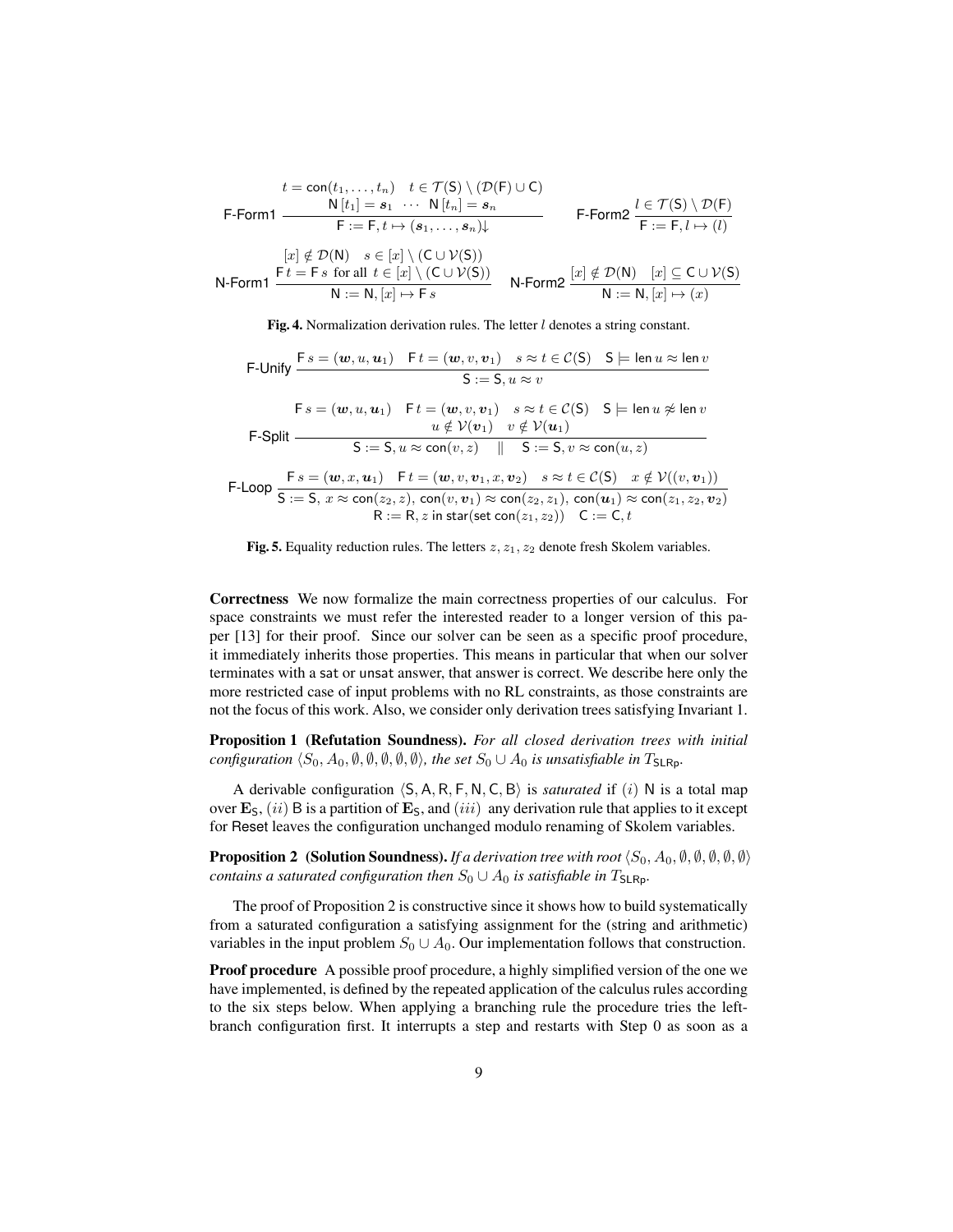$$\text{F-Form1}\ \frac{t = \mathsf{con}(t_1,\ldots,t_n) \quad t \in \mathcal{T}(\mathsf{S}) \setminus (\mathcal{D}(\mathsf{F}) \cup \mathsf{C}) \qquad \mathsf{N}\,[t_1] = \boldsymbol{s}_1 \ \cdots \ \mathsf{N}\,[t_n] = \boldsymbol{s}_n}{\mathsf{F} := \mathsf{F}, t \mapsto (\boldsymbol{s}_1,\ldots,\boldsymbol{s}_n)\!\downarrow} \qquad \text{F-Form2}\ \frac{l \in \mathcal{T}(\mathsf{S}) \setminus \mathcal{D}(\mathsf{F})}{\mathsf{F} := \mathsf{F}, l \mapsto (l)}$$

$$\text{N-Form1}\ \frac{[x] \notin \mathcal{D}(\mathsf{N}) \quad s \in [x] \setminus (\mathsf{C} \cup \mathcal{V}(\mathsf{S})) \qquad \mathsf{F}\,t = \mathsf{F}\,s \ \text{ for all } \ t \in [x] \setminus (\mathsf{C} \cup \mathcal{V}(\mathsf{S}))}{\mathsf{N} := \mathsf{N}, [x] \mapsto \mathsf{F}\,s} \qquad \text{N-Form2}\ \frac{[x] \notin \mathcal{D}(\mathsf{N}) \quad [x] \subseteq \mathsf{C} \cup \mathcal{V}(\mathsf{S})}{\mathsf{N} := \mathsf{N}, [x] \mapsto (x)}$$

**Fig. 4.** Normalization derivation rules. The letter $l$ denotes a string constant.

$$\text{F-Unify}\ \frac{\mathsf{F}\,s = (\boldsymbol{w}, u, \boldsymbol{u}_1) \quad \mathsf{F}\,t = (\boldsymbol{w}, v, \boldsymbol{v}_1) \quad s \approx t \in \mathcal{C}(\mathsf{S}) \quad \mathsf{S} \models \mathsf{len}\,u \approx \mathsf{len}\,v}{\mathsf{S} := \mathsf{S}, u \approx v}$$

$$\text{F-Split}\ \frac{\mathsf{F}\,s = (\boldsymbol{w}, u, \boldsymbol{u}_1) \quad \mathsf{F}\,t = (\boldsymbol{w}, v, \boldsymbol{v}_1) \quad s \approx t \in \mathcal{C}(\mathsf{S}) \quad \mathsf{S} \models \mathsf{len}\,u \not\approx \mathsf{len}\,v \qquad u \notin \mathcal{V}(\boldsymbol{v}_1) \quad v \notin \mathcal{V}(\boldsymbol{u}_1)}{\mathsf{S} := \mathsf{S}, u \approx \mathsf{con}(v, z) \quad \| \quad \mathsf{S} := \mathsf{S}, v \approx \mathsf{con}(u, z)}$$

$$\text{F-Loop}\ \frac{\mathsf{F}\,s = (\boldsymbol{w}, x, \boldsymbol{u}_1) \quad \mathsf{F}\,t = (\boldsymbol{w}, v, \boldsymbol{v}_1, x, \boldsymbol{v}_2) \quad s \approx t \in \mathcal{C}(\mathsf{S}) \quad x \notin \mathcal{V}((v, \boldsymbol{v}_1))}{\begin{array}{c}\mathsf{S} := \mathsf{S},\ x \approx \mathsf{con}(z_2, z),\ \mathsf{con}(v, \boldsymbol{v}_1) \approx \mathsf{con}(z_2, z_1),\ \mathsf{con}(\boldsymbol{u}_1) \approx \mathsf{con}(z_1, z_2, \boldsymbol{v}_2) \\ \mathsf{R} := \mathsf{R}, z \ \mathsf{in}\ \mathsf{star}(\mathsf{set}\ \mathsf{con}(z_1, z_2)) \quad \mathsf{C} := \mathsf{C}, t\end{array}}$$

**Fig. 5.** Equality reduction rules. The letters $z, z_1, z_2$ denote fresh Skolem variables.

**Correctness** We now formalize the main correctness properties of our calculus. For space constraints we must refer the interested reader to a longer version of this paper [13] for their proof. Since our solver can be seen as a specific proof procedure, it immediately inherits those properties. This means in particular that when our solver terminates with a sat or unsat answer, that answer is correct. We describe here only the more restricted case of input problems with no RL constraints, as those constraints are not the focus of this work. Also, we consider only derivation trees satisfying Invariant 1.

**Proposition 1 (Refutation Soundness).** *For all closed derivation trees with initial configuration $\langle S_0, A_0, \emptyset, \emptyset, \emptyset, \emptyset, \emptyset\rangle$, the set $S_0 \cup A_0$ is unsatisfiable in $T_{\mathsf{SLRp}}$.*

A derivable configuration $\langle \mathsf{S}, \mathsf{A}, \mathsf{R}, \mathsf{F}, \mathsf{N}, \mathsf{C}, \mathsf{B}\rangle$ is *saturated* if $(i)$ $\mathsf{N}$ is a total map over $\mathbf{E}_{\mathsf{S}}$, $(ii)$ $\mathsf{B}$ is a partition of $\mathbf{E}_{\mathsf{S}}$, and $(iii)$ any derivation rule that applies to it except for Reset leaves the configuration unchanged modulo renaming of Skolem variables.

**Proposition 2 (Solution Soundness).** *If a derivation tree with root $\langle S_0, A_0, \emptyset, \emptyset, \emptyset, \emptyset, \emptyset\rangle$ contains a saturated configuration then $S_0 \cup A_0$ is satisfiable in $T_{\mathsf{SLRp}}$.*

The proof of Proposition 2 is constructive since it shows how to build systematically from a saturated configuration a satisfying assignment for the (string and arithmetic) variables in the input problem $S_0 \cup A_0$. Our implementation follows that construction.

**Proof procedure** A possible proof procedure, a highly simplified version of the one we have implemented, is defined by the repeated application of the calculus rules according to the six steps below. When applying a branching rule the procedure tries the left-branch configuration first. It interrupts a step and restarts with Step 0 as soon as a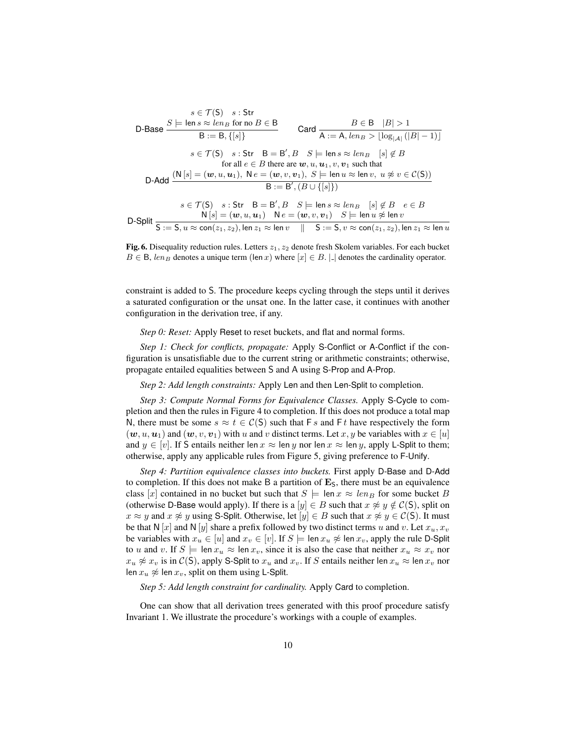$$\textsf{D-Base}\ \frac{s \in \mathcal{T}(\mathsf{S}) \quad s : \mathsf{Str} \qquad \mathsf{S} \models \mathsf{len}\, s \approx len_B \text{ for no } B \in \mathsf{B}}{\mathsf{B} := \mathsf{B}, \{[s]\}} \qquad \textsf{Card}\ \frac{B \in \mathsf{B} \quad |B| > 1}{\mathsf{A} := \mathsf{A}, len_B > \lfloor \log_{|\mathcal{A}|}(|B|-1) \rfloor}$$

$$\textsf{D-Add}\ \frac{\begin{array}{c} s \in \mathcal{T}(\mathsf{S}) \quad s : \mathsf{Str} \quad \mathsf{B} = \mathsf{B}', B \quad S \models \mathsf{len}\, s \approx len_B \quad [s] \notin B \\ \text{for all } e \in B \text{ there are } \boldsymbol{w}, u, \boldsymbol{u}_1, v, \boldsymbol{v}_1 \text{ such that} \\ (\mathsf{N}\,[s] = (\boldsymbol{w}, u, \boldsymbol{u}_1),\ \mathsf{N}\, e = (\boldsymbol{w}, v, \boldsymbol{v}_1),\ S \models \mathsf{len}\, u \approx \mathsf{len}\, v,\ u \not\approx v \in \mathcal{C}(\mathsf{S})) \end{array}}{\mathsf{B} := \mathsf{B}', (B \cup \{[s]\})}$$

$$\textsf{D-Split}\ \frac{\begin{array}{c} s \in \mathcal{T}(\mathsf{S}) \quad s : \mathsf{Str} \quad \mathsf{B} = \mathsf{B}', B \quad S \models \mathsf{len}\, s \approx len_B \quad [s] \notin B \quad e \in B \\ \mathsf{N}\,[s] = (\boldsymbol{w}, u, \boldsymbol{u}_1) \quad \mathsf{N}\, e = (\boldsymbol{w}, v, \boldsymbol{v}_1) \quad S \models \mathsf{len}\, u \not\approx \mathsf{len}\, v \end{array}}{\mathsf{S} := \mathsf{S}, u \approx \mathsf{con}(z_1, z_2), \mathsf{len}\, z_1 \approx \mathsf{len}\, v \quad \| \quad \mathsf{S} := \mathsf{S}, v \approx \mathsf{con}(z_1, z_2), \mathsf{len}\, z_1 \approx \mathsf{len}\, u}$$

**Fig. 6.** Disequality reduction rules. Letters $z_1, z_2$ denote fresh Skolem variables. For each bucket $B \in \mathsf{B}$, $len_B$ denotes a unique term $(\mathsf{len}\, x)$ where $[x] \in B$. $|\_|$ denotes the cardinality operator.

constraint is added to S. The procedure keeps cycling through the steps until it derives a saturated configuration or the unsat one. In the latter case, it continues with another configuration in the derivation tree, if any.

*Step 0: Reset:* Apply Reset to reset buckets, and flat and normal forms.

*Step 1: Check for conflicts, propagate:* Apply S-Conflict or A-Conflict if the configuration is unsatisfiable due to the current string or arithmetic constraints; otherwise, propagate entailed equalities between S and A using S-Prop and A-Prop.

*Step 2: Add length constraints:* Apply Len and then Len-Split to completion.

*Step 3: Compute Normal Forms for Equivalence Classes.* Apply S-Cycle to completion and then the rules in Figure 4 to completion. If this does not produce a total map N, there must be some $s \approx t \in \mathcal{C}(\mathsf{S})$ such that $\mathsf{F}\, s$ and $\mathsf{F}\, t$ have respectively the form $(\boldsymbol{w}, u, \boldsymbol{u}_1)$ and $(\boldsymbol{w}, v, \boldsymbol{v}_1)$ with $u$ and $v$ distinct terms. Let $x, y$ be variables with $x \in [u]$ and $y \in [v]$. If S entails neither $\mathsf{len}\, x \approx \mathsf{len}\, y$ nor $\mathsf{len}\, x \approx \mathsf{len}\, y$, apply L-Split to them; otherwise, apply any applicable rules from Figure 5, giving preference to F-Unify.

*Step 4: Partition equivalence classes into buckets.* First apply D-Base and D-Add to completion. If this does not make B a partition of $\mathbf{E}_\mathsf{S}$, there must be an equivalence class $[x]$ contained in no bucket but such that $S \models \mathsf{len}\, x \approx len_B$ for some bucket $B$ (otherwise D-Base would apply). If there is a $[y] \in B$ such that $x \not\approx y \notin \mathcal{C}(\mathsf{S})$, split on $x \approx y$ and $x \not\approx y$ using S-Split. Otherwise, let $[y] \in B$ such that $x \not\approx y \in \mathcal{C}(\mathsf{S})$. It must be that $\mathsf{N}\,[x]$ and $\mathsf{N}\,[y]$ share a prefix followed by two distinct terms $u$ and $v$. Let $x_u, x_v$ be variables with $x_u \in [u]$ and $x_v \in [v]$. If $S \models \mathsf{len}\, x_u \not\approx \mathsf{len}\, x_v$, apply the rule D-Split to $u$ and $v$. If $S \models \mathsf{len}\, x_u \approx \mathsf{len}\, x_v$, since it is also the case that neither $x_u \approx x_v$ nor $x_u \not\approx x_v$ is in $\mathcal{C}(\mathsf{S})$, apply S-Split to $x_u$ and $x_v$. If $S$ entails neither $\mathsf{len}\, x_u \approx \mathsf{len}\, x_v$ nor $\mathsf{len}\, x_u \not\approx \mathsf{len}\, x_v$, split on them using L-Split.

*Step 5: Add length constraint for cardinality.* Apply Card to completion.

One can show that all derivation trees generated with this proof procedure satisfy Invariant 1. We illustrate the procedure's workings with a couple of examples.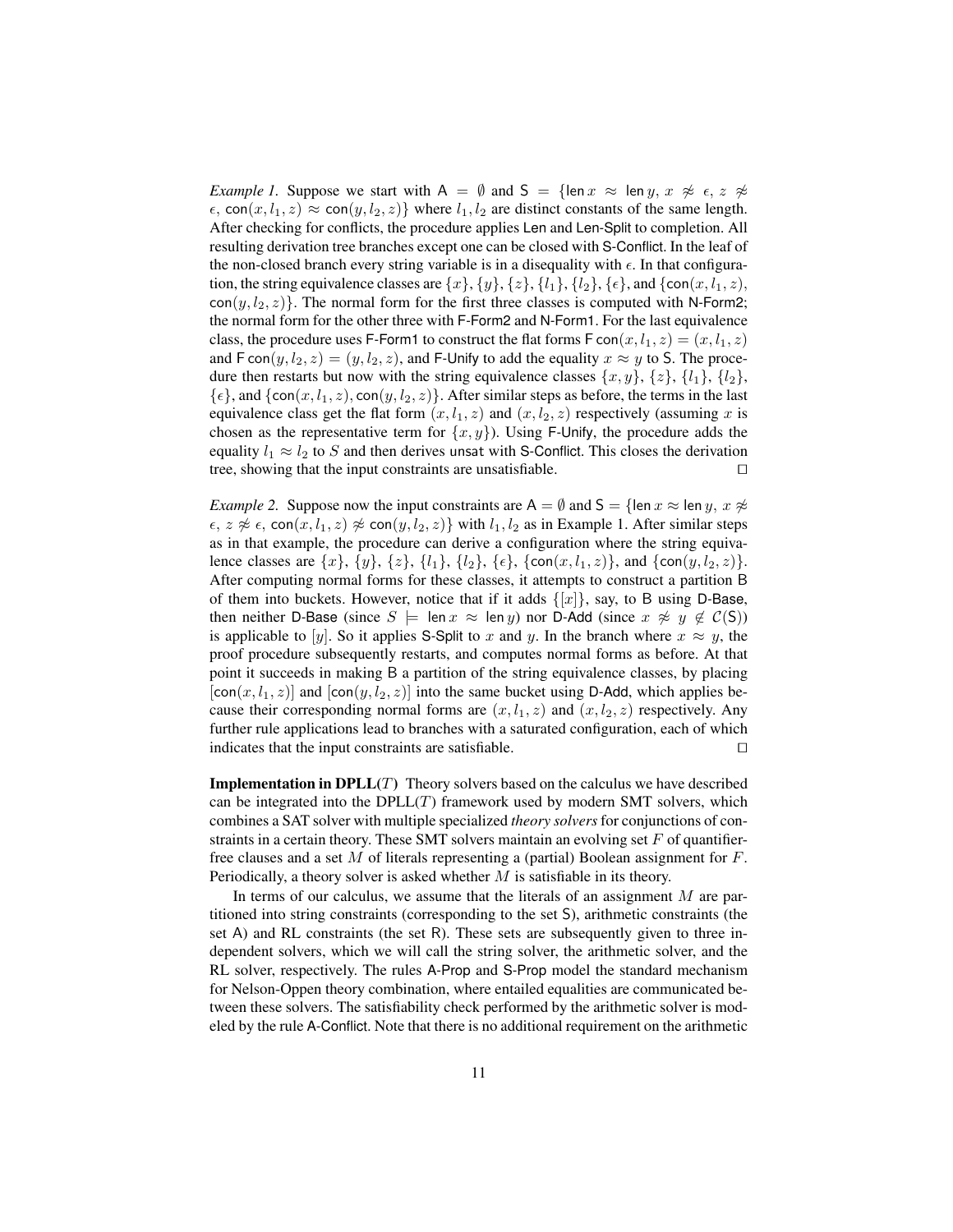*Example 1.* Suppose we start with $\mathsf{A} = \emptyset$ and $\mathsf{S} = \{\mathsf{len}\, x \approx \mathsf{len}\, y,\ x \not\approx \epsilon,\ z \not\approx \epsilon,\ \mathsf{con}(x, l_1, z) \approx \mathsf{con}(y, l_2, z)\}$ where $l_1, l_2$ are distinct constants of the same length. After checking for conflicts, the procedure applies Len and Len-Split to completion. All resulting derivation tree branches except one can be closed with S-Conflict. In the leaf of the non-closed branch every string variable is in a disequality with $\epsilon$. In that configuration, the string equivalence classes are $\{x\}, \{y\}, \{z\}, \{l_1\}, \{l_2\}, \{\epsilon\}$, and $\{\mathsf{con}(x, l_1, z), \mathsf{con}(y, l_2, z)\}$. The normal form for the first three classes is computed with N-Form2; the normal form for the other three with F-Form2 and N-Form1. For the last equivalence class, the procedure uses F-Form1 to construct the flat forms $\mathsf{F}\,\mathsf{con}(x, l_1, z) = (x, l_1, z)$ and $\mathsf{F}\,\mathsf{con}(y, l_2, z) = (y, l_2, z)$, and F-Unify to add the equality $x \approx y$ to $\mathsf{S}$. The procedure then restarts but now with the string equivalence classes $\{x, y\}$, $\{z\}$, $\{l_1\}$, $\{l_2\}$, $\{\epsilon\}$, and $\{\mathsf{con}(x, l_1, z), \mathsf{con}(y, l_2, z)\}$. After similar steps as before, the terms in the last equivalence class get the flat form $(x, l_1, z)$ and $(x, l_2, z)$ respectively (assuming $x$ is chosen as the representative term for $\{x, y\}$). Using F-Unify, the procedure adds the equality $l_1 \approx l_2$ to $S$ and then derives unsat with S-Conflict. This closes the derivation tree, showing that the input constraints are unsatisfiable. □

*Example 2.* Suppose now the input constraints are $\mathsf{A} = \emptyset$ and $\mathsf{S} = \{\mathsf{len}\, x \approx \mathsf{len}\, y,\ x \not\approx \epsilon,\ z \not\approx \epsilon,\ \mathsf{con}(x, l_1, z) \not\approx \mathsf{con}(y, l_2, z)\}$ with $l_1, l_2$ as in Example 1. After similar steps as in that example, the procedure can derive a configuration where the string equivalence classes are $\{x\}$, $\{y\}$, $\{z\}$, $\{l_1\}$, $\{l_2\}$, $\{\epsilon\}$, $\{\mathsf{con}(x, l_1, z)\}$, and $\{\mathsf{con}(y, l_2, z)\}$. After computing normal forms for these classes, it attempts to construct a partition $\mathsf{B}$ of them into buckets. However, notice that if it adds $\{[x]\}$, say, to $\mathsf{B}$ using D-Base, then neither D-Base (since $S \models \mathsf{len}\, x \approx \mathsf{len}\, y$) nor D-Add (since $x \not\approx y \notin \mathcal{C}(\mathsf{S})$) is applicable to $[y]$. So it applies S-Split to $x$ and $y$. In the branch where $x \approx y$, the proof procedure subsequently restarts, and computes normal forms as before. At that point it succeeds in making $\mathsf{B}$ a partition of the string equivalence classes, by placing $[\mathsf{con}(x, l_1, z)]$ and $[\mathsf{con}(y, l_2, z)]$ into the same bucket using D-Add, which applies because their corresponding normal forms are $(x, l_1, z)$ and $(x, l_2, z)$ respectively. Any further rule applications lead to branches with a saturated configuration, each of which indicates that the input constraints are satisfiable. □

**Implementation in DPLL($T$)** Theory solvers based on the calculus we have described can be integrated into the DPLL($T$) framework used by modern SMT solvers, which combines a SAT solver with multiple specialized *theory solvers* for conjunctions of constraints in a certain theory. These SMT solvers maintain an evolving set $F$ of quantifier-free clauses and a set $M$ of literals representing a (partial) Boolean assignment for $F$. Periodically, a theory solver is asked whether $M$ is satisfiable in its theory.

In terms of our calculus, we assume that the literals of an assignment $M$ are partitioned into string constraints (corresponding to the set $\mathsf{S}$), arithmetic constraints (the set $\mathsf{A}$) and RL constraints (the set $\mathsf{R}$). These sets are subsequently given to three independent solvers, which we will call the string solver, the arithmetic solver, and the RL solver, respectively. The rules A-Prop and S-Prop model the standard mechanism for Nelson-Oppen theory combination, where entailed equalities are communicated between these solvers. The satisfiability check performed by the arithmetic solver is modeled by the rule A-Conflict. Note that there is no additional requirement on the arithmetic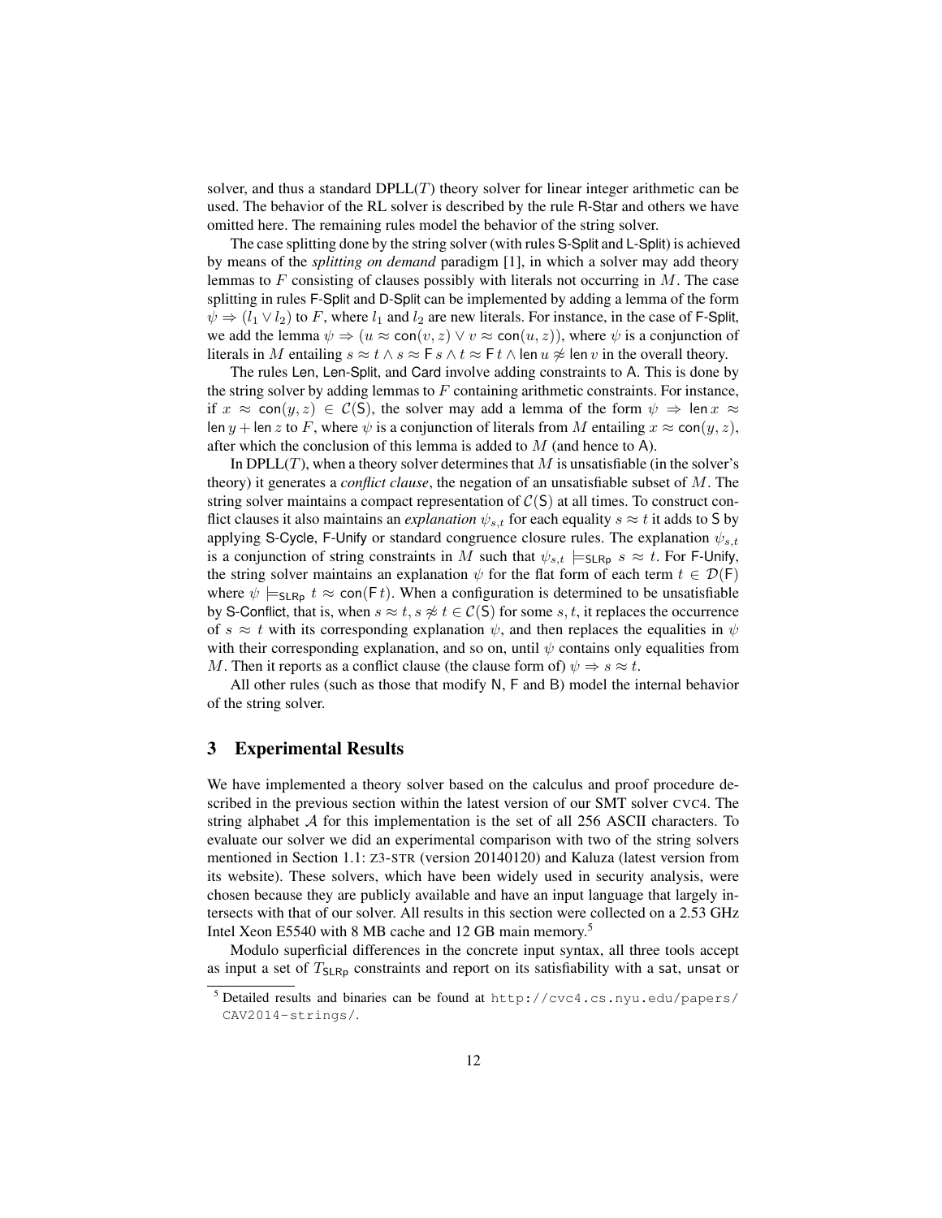solver, and thus a standard DPLL($T$) theory solver for linear integer arithmetic can be used. The behavior of the RL solver is described by the rule R-Star and others we have omitted here. The remaining rules model the behavior of the string solver.

The case splitting done by the string solver (with rules S-Split and L-Split) is achieved by means of the *splitting on demand* paradigm [1], in which a solver may add theory lemmas to $F$ consisting of clauses possibly with literals not occurring in $M$. The case splitting in rules F-Split and D-Split can be implemented by adding a lemma of the form $\psi \Rightarrow (l_1 \vee l_2)$ to $F$, where $l_1$ and $l_2$ are new literals. For instance, in the case of F-Split, we add the lemma $\psi \Rightarrow (u \approx \mathsf{con}(v, z) \vee v \approx \mathsf{con}(u, z))$, where $\psi$ is a conjunction of literals in $M$ entailing $s \approx t \wedge s \approx \mathsf{F}\, s \wedge t \approx \mathsf{F}\, t \wedge \mathsf{len}\, u \not\approx \mathsf{len}\, v$ in the overall theory.

The rules Len, Len-Split, and Card involve adding constraints to A. This is done by the string solver by adding lemmas to $F$ containing arithmetic constraints. For instance, if $x \approx \mathsf{con}(y, z) \in \mathcal{C}(\mathsf{S})$, the solver may add a lemma of the form $\psi \Rightarrow \mathsf{len}\, x \approx \mathsf{len}\, y + \mathsf{len}\, z$ to $F$, where $\psi$ is a conjunction of literals from $M$ entailing $x \approx \mathsf{con}(y, z)$, after which the conclusion of this lemma is added to $M$ (and hence to A).

In DPLL($T$), when a theory solver determines that $M$ is unsatisfiable (in the solver's theory) it generates a *conflict clause*, the negation of an unsatisfiable subset of $M$. The string solver maintains a compact representation of $\mathcal{C}(\mathsf{S})$ at all times. To construct conflict clauses it also maintains an *explanation* $\psi_{s,t}$ for each equality $s \approx t$ it adds to S by applying S-Cycle, F-Unify or standard congruence closure rules. The explanation $\psi_{s,t}$ is a conjunction of string constraints in $M$ such that $\psi_{s,t} \models_{\mathsf{SLRp}} s \approx t$. For F-Unify, the string solver maintains an explanation $\psi$ for the flat form of each term $t \in \mathcal{D}(\mathsf{F})$ where $\psi \models_{\mathsf{SLRp}} t \approx \mathsf{con}(\mathsf{F}\, t)$. When a configuration is determined to be unsatisfiable by S-Conflict, that is, when $s \approx t, s \not\approx t \in \mathcal{C}(\mathsf{S})$ for some $s, t$, it replaces the occurrence of $s \approx t$ with its corresponding explanation $\psi$, and then replaces the equalities in $\psi$ with their corresponding explanation, and so on, until $\psi$ contains only equalities from $M$. Then it reports as a conflict clause (the clause form of) $\psi \Rightarrow s \approx t$.

All other rules (such as those that modify N, F and B) model the internal behavior of the string solver.

## 3 Experimental Results

We have implemented a theory solver based on the calculus and proof procedure described in the previous section within the latest version of our SMT solver CVC4. The string alphabet $\mathcal{A}$ for this implementation is the set of all 256 ASCII characters. To evaluate our solver we did an experimental comparison with two of the string solvers mentioned in Section 1.1: Z3-STR (version 20140120) and Kaluza (latest version from its website). These solvers, which have been widely used in security analysis, were chosen because they are publicly available and have an input language that largely intersects with that of our solver. All results in this section were collected on a 2.53 GHz Intel Xeon E5540 with 8 MB cache and 12 GB main memory.[5]

Modulo superficial differences in the concrete input syntax, all three tools accept as input a set of $T_{\mathsf{SLRp}}$ constraints and report on its satisfiability with a sat, unsat or

[5] Detailed results and binaries can be found at http://cvc4.cs.nyu.edu/papers/CAV2014-strings/.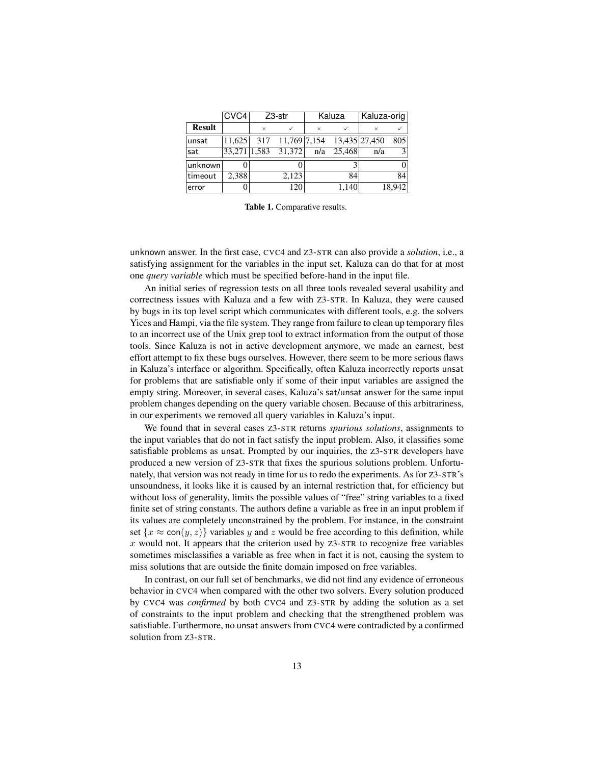| | CVC4 | Z3-str | | Kaluza | | Kaluza-orig | |
|---|---|---|---|---|---|---|---|
| **Result** | | × | ✓ | × | ✓ | × | ✓ |
| unsat | 11,625 | 317 | 11,769 | 7,154 | 13,435 | 27,450 | 805 |
| sat | 33,271 | 1,583 | 31,372 | n/a | 25,468 | n/a | 3 |
| unknown | 0 | | 0 | | 3 | | 0 |
| timeout | 2,388 | | 2,123 | | 84 | | 84 |
| error | 0 | | 120 | | 1,140 | | 18,942 |

**Table 1.** Comparative results.

unknown answer. In the first case, CVC4 and Z3-STR can also provide a *solution*, i.e., a satisfying assignment for the variables in the input set. Kaluza can do that for at most one *query variable* which must be specified before-hand in the input file.

An initial series of regression tests on all three tools revealed several usability and correctness issues with Kaluza and a few with Z3-STR. In Kaluza, they were caused by bugs in its top level script which communicates with different tools, e.g. the solvers Yices and Hampi, via the file system. They range from failure to clean up temporary files to an incorrect use of the Unix grep tool to extract information from the output of those tools. Since Kaluza is not in active development anymore, we made an earnest, best effort attempt to fix these bugs ourselves. However, there seem to be more serious flaws in Kaluza's interface or algorithm. Specifically, often Kaluza incorrectly reports unsat for problems that are satisfiable only if some of their input variables are assigned the empty string. Moreover, in several cases, Kaluza's sat/unsat answer for the same input problem changes depending on the query variable chosen. Because of this arbitrariness, in our experiments we removed all query variables in Kaluza's input.

We found that in several cases Z3-STR returns *spurious solutions*, assignments to the input variables that do not in fact satisfy the input problem. Also, it classifies some satisfiable problems as unsat. Prompted by our inquiries, the Z3-STR developers have produced a new version of Z3-STR that fixes the spurious solutions problem. Unfortunately, that version was not ready in time for us to redo the experiments. As for Z3-STR's unsoundness, it looks like it is caused by an internal restriction that, for efficiency but without loss of generality, limits the possible values of "free" string variables to a fixed finite set of string constants. The authors define a variable as free in an input problem if its values are completely unconstrained by the problem. For instance, in the constraint set $\{x \approx \mathsf{con}(y, z)\}$ variables $y$ and $z$ would be free according to this definition, while $x$ would not. It appears that the criterion used by Z3-STR to recognize free variables sometimes misclassifies a variable as free when in fact it is not, causing the system to miss solutions that are outside the finite domain imposed on free variables.

In contrast, on our full set of benchmarks, we did not find any evidence of erroneous behavior in CVC4 when compared with the other two solvers. Every solution produced by CVC4 was *confirmed* by both CVC4 and Z3-STR by adding the solution as a set of constraints to the input problem and checking that the strengthened problem was satisfiable. Furthermore, no unsat answers from CVC4 were contradicted by a confirmed solution from Z3-STR.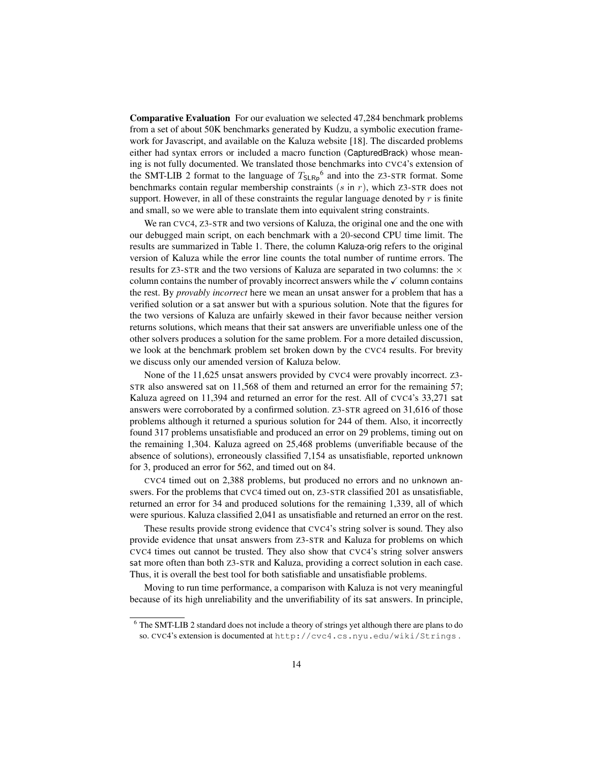**Comparative Evaluation** For our evaluation we selected 47,284 benchmark problems from a set of about 50K benchmarks generated by Kudzu, a symbolic execution framework for Javascript, and available on the Kaluza website [18]. The discarded problems either had syntax errors or included a macro function (CapturedBrack) whose meaning is not fully documented. We translated those benchmarks into CVC4's extension of the SMT-LIB 2 format to the language of $T_{\mathsf{SLRp}}$[6] and into the Z3-STR format. Some benchmarks contain regular membership constraints ($s$ in $r$), which Z3-STR does not support. However, in all of these constraints the regular language denoted by $r$ is finite and small, so we were able to translate them into equivalent string constraints.

We ran CVC4, Z3-STR and two versions of Kaluza, the original one and the one with our debugged main script, on each benchmark with a 20-second CPU time limit. The results are summarized in Table 1. There, the column Kaluza-orig refers to the original version of Kaluza while the error line counts the total number of runtime errors. The results for Z3-STR and the two versions of Kaluza are separated in two columns: the $\times$ column contains the number of provably incorrect answers while the $\checkmark$ column contains the rest. By *provably incorrect* here we mean an unsat answer for a problem that has a verified solution or a sat answer but with a spurious solution. Note that the figures for the two versions of Kaluza are unfairly skewed in their favor because neither version returns solutions, which means that their sat answers are unverifiable unless one of the other solvers produces a solution for the same problem. For a more detailed discussion, we look at the benchmark problem set broken down by the CVC4 results. For brevity we discuss only our amended version of Kaluza below.

None of the 11,625 unsat answers provided by CVC4 were provably incorrect. Z3-STR also answered sat on 11,568 of them and returned an error for the remaining 57; Kaluza agreed on 11,394 and returned an error for the rest. All of CVC4's 33,271 sat answers were corroborated by a confirmed solution. Z3-STR agreed on 31,616 of those problems although it returned a spurious solution for 244 of them. Also, it incorrectly found 317 problems unsatisfiable and produced an error on 29 problems, timing out on the remaining 1,304. Kaluza agreed on 25,468 problems (unverifiable because of the absence of solutions), erroneously classified 7,154 as unsatisfiable, reported unknown for 3, produced an error for 562, and timed out on 84.

CVC4 timed out on 2,388 problems, but produced no errors and no unknown answers. For the problems that CVC4 timed out on, Z3-STR classified 201 as unsatisfiable, returned an error for 34 and produced solutions for the remaining 1,339, all of which were spurious. Kaluza classified 2,041 as unsatisfiable and returned an error on the rest.

These results provide strong evidence that CVC4's string solver is sound. They also provide evidence that unsat answers from Z3-STR and Kaluza for problems on which CVC4 times out cannot be trusted. They also show that CVC4's string solver answers sat more often than both Z3-STR and Kaluza, providing a correct solution in each case. Thus, it is overall the best tool for both satisfiable and unsatisfiable problems.

Moving to run time performance, a comparison with Kaluza is not very meaningful because of its high unreliability and the unverifiability of its sat answers. In principle,

[6] The SMT-LIB 2 standard does not include a theory of strings yet although there are plans to do so. CVC4's extension is documented at `http://cvc4.cs.nyu.edu/wiki/Strings`.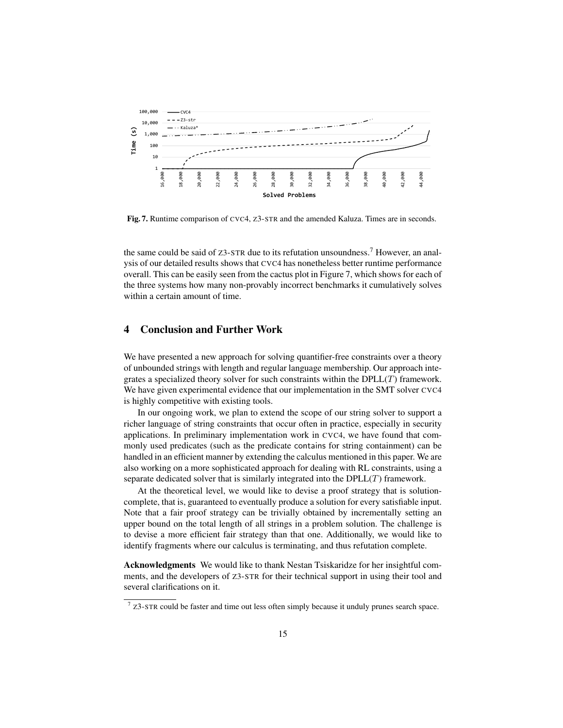100,000
10,000
1,000
100
10
1

Time (s)

CVC4
Z3-str
Kaluza*

16,000
18,000
20,000
22,000
24,000
26,000
28,000
30,000
32,000
34,000
36,000
38,000
40,000
42,000
44,000

Solved Problems

**Fig. 7.** Runtime comparison of CVC4, Z3-STR and the amended Kaluza. Times are in seconds.

the same could be said of Z3-STR due to its refutation unsoundness.[7] However, an analysis of our detailed results shows that CVC4 has nonetheless better runtime performance overall. This can be easily seen from the cactus plot in Figure 7, which shows for each of the three systems how many non-provably incorrect benchmarks it cumulatively solves within a certain amount of time.

## 4 Conclusion and Further Work

We have presented a new approach for solving quantifier-free constraints over a theory of unbounded strings with length and regular language membership. Our approach integrates a specialized theory solver for such constraints within the DPLL($T$) framework. We have given experimental evidence that our implementation in the SMT solver CVC4 is highly competitive with existing tools.

In our ongoing work, we plan to extend the scope of our string solver to support a richer language of string constraints that occur often in practice, especially in security applications. In preliminary implementation work in CVC4, we have found that commonly used predicates (such as the predicate contains for string containment) can be handled in an efficient manner by extending the calculus mentioned in this paper. We are also working on a more sophisticated approach for dealing with RL constraints, using a separate dedicated solver that is similarly integrated into the DPLL($T$) framework.

At the theoretical level, we would like to devise a proof strategy that is solution-complete, that is, guaranteed to eventually produce a solution for every satisfiable input. Note that a fair proof strategy can be trivially obtained by incrementally setting an upper bound on the total length of all strings in a problem solution. The challenge is to devise a more efficient fair strategy than that one. Additionally, we would like to identify fragments where our calculus is terminating, and thus refutation complete.

**Acknowledgments** We would like to thank Nestan Tsiskaridze for her insightful comments, and the developers of Z3-STR for their technical support in using their tool and several clarifications on it.

[7] Z3-STR could be faster and time out less often simply because it unduly prunes search space.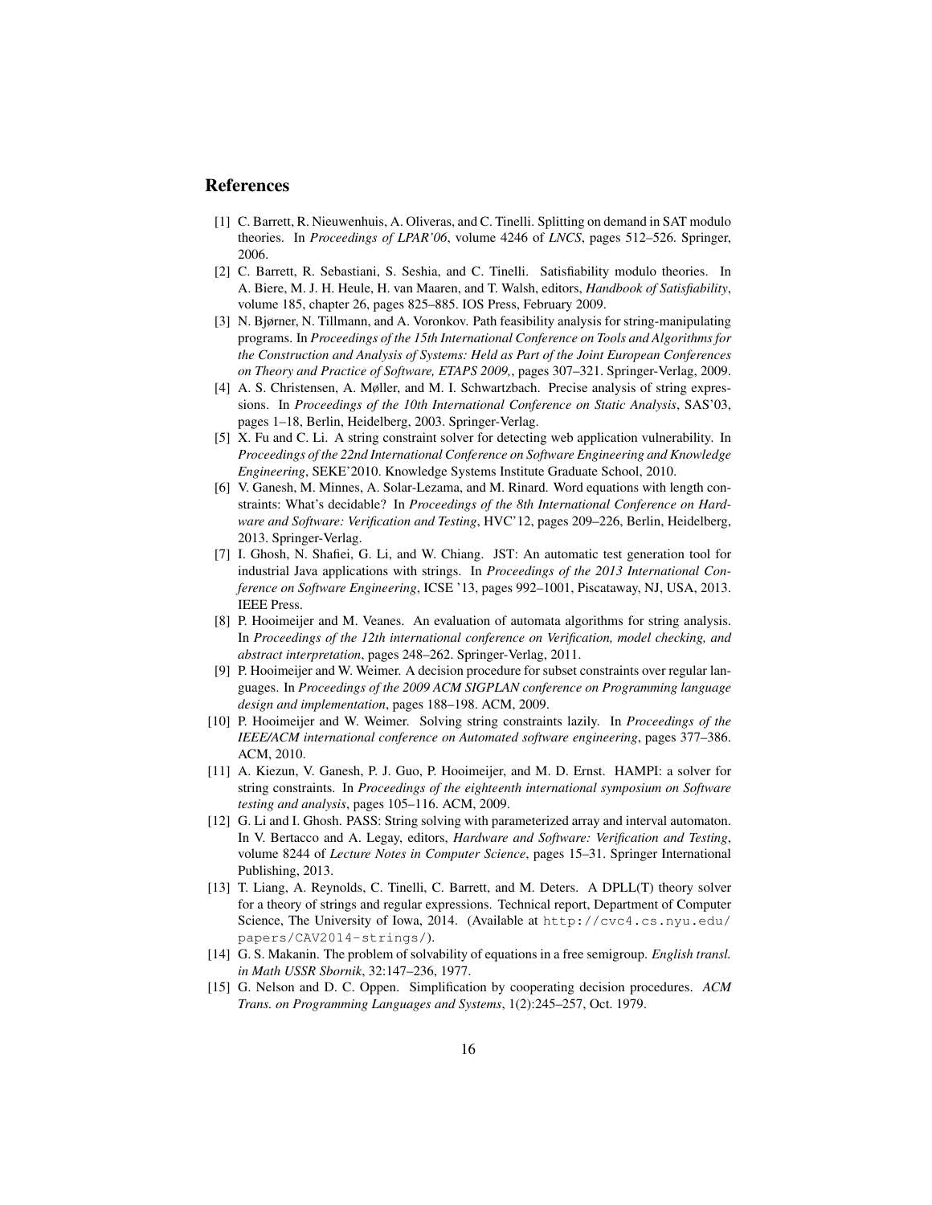## References

[1] C. Barrett, R. Nieuwenhuis, A. Oliveras, and C. Tinelli. Splitting on demand in SAT modulo theories. In *Proceedings of LPAR'06*, volume 4246 of *LNCS*, pages 512–526. Springer, 2006.

[2] C. Barrett, R. Sebastiani, S. Seshia, and C. Tinelli. Satisfiability modulo theories. In A. Biere, M. J. H. Heule, H. van Maaren, and T. Walsh, editors, *Handbook of Satisfiability*, volume 185, chapter 26, pages 825–885. IOS Press, February 2009.

[3] N. Bjørner, N. Tillmann, and A. Voronkov. Path feasibility analysis for string-manipulating programs. In *Proceedings of the 15th International Conference on Tools and Algorithms for the Construction and Analysis of Systems: Held as Part of the Joint European Conferences on Theory and Practice of Software, ETAPS 2009,*, pages 307–321. Springer-Verlag, 2009.

[4] A. S. Christensen, A. Møller, and M. I. Schwartzbach. Precise analysis of string expressions. In *Proceedings of the 10th International Conference on Static Analysis*, SAS'03, pages 1–18, Berlin, Heidelberg, 2003. Springer-Verlag.

[5] X. Fu and C. Li. A string constraint solver for detecting web application vulnerability. In *Proceedings of the 22nd International Conference on Software Engineering and Knowledge Engineering*, SEKE'2010. Knowledge Systems Institute Graduate School, 2010.

[6] V. Ganesh, M. Minnes, A. Solar-Lezama, and M. Rinard. Word equations with length constraints: What's decidable? In *Proceedings of the 8th International Conference on Hardware and Software: Verification and Testing*, HVC'12, pages 209–226, Berlin, Heidelberg, 2013. Springer-Verlag.

[7] I. Ghosh, N. Shafiei, G. Li, and W. Chiang. JST: An automatic test generation tool for industrial Java applications with strings. In *Proceedings of the 2013 International Conference on Software Engineering*, ICSE '13, pages 992–1001, Piscataway, NJ, USA, 2013. IEEE Press.

[8] P. Hooimeijer and M. Veanes. An evaluation of automata algorithms for string analysis. In *Proceedings of the 12th international conference on Verification, model checking, and abstract interpretation*, pages 248–262. Springer-Verlag, 2011.

[9] P. Hooimeijer and W. Weimer. A decision procedure for subset constraints over regular languages. In *Proceedings of the 2009 ACM SIGPLAN conference on Programming language design and implementation*, pages 188–198. ACM, 2009.

[10] P. Hooimeijer and W. Weimer. Solving string constraints lazily. In *Proceedings of the IEEE/ACM international conference on Automated software engineering*, pages 377–386. ACM, 2010.

[11] A. Kiezun, V. Ganesh, P. J. Guo, P. Hooimeijer, and M. D. Ernst. HAMPI: a solver for string constraints. In *Proceedings of the eighteenth international symposium on Software testing and analysis*, pages 105–116. ACM, 2009.

[12] G. Li and I. Ghosh. PASS: String solving with parameterized array and interval automaton. In V. Bertacco and A. Legay, editors, *Hardware and Software: Verification and Testing*, volume 8244 of *Lecture Notes in Computer Science*, pages 15–31. Springer International Publishing, 2013.

[13] T. Liang, A. Reynolds, C. Tinelli, C. Barrett, and M. Deters. A DPLL(T) theory solver for a theory of strings and regular expressions. Technical report, Department of Computer Science, The University of Iowa, 2014. (Available at `http://cvc4.cs.nyu.edu/papers/CAV2014-strings/`).

[14] G. S. Makanin. The problem of solvability of equations in a free semigroup. *English transl. in Math USSR Sbornik*, 32:147–236, 1977.

[15] G. Nelson and D. C. Oppen. Simplification by cooperating decision procedures. *ACM Trans. on Programming Languages and Systems*, 1(2):245–257, Oct. 1979.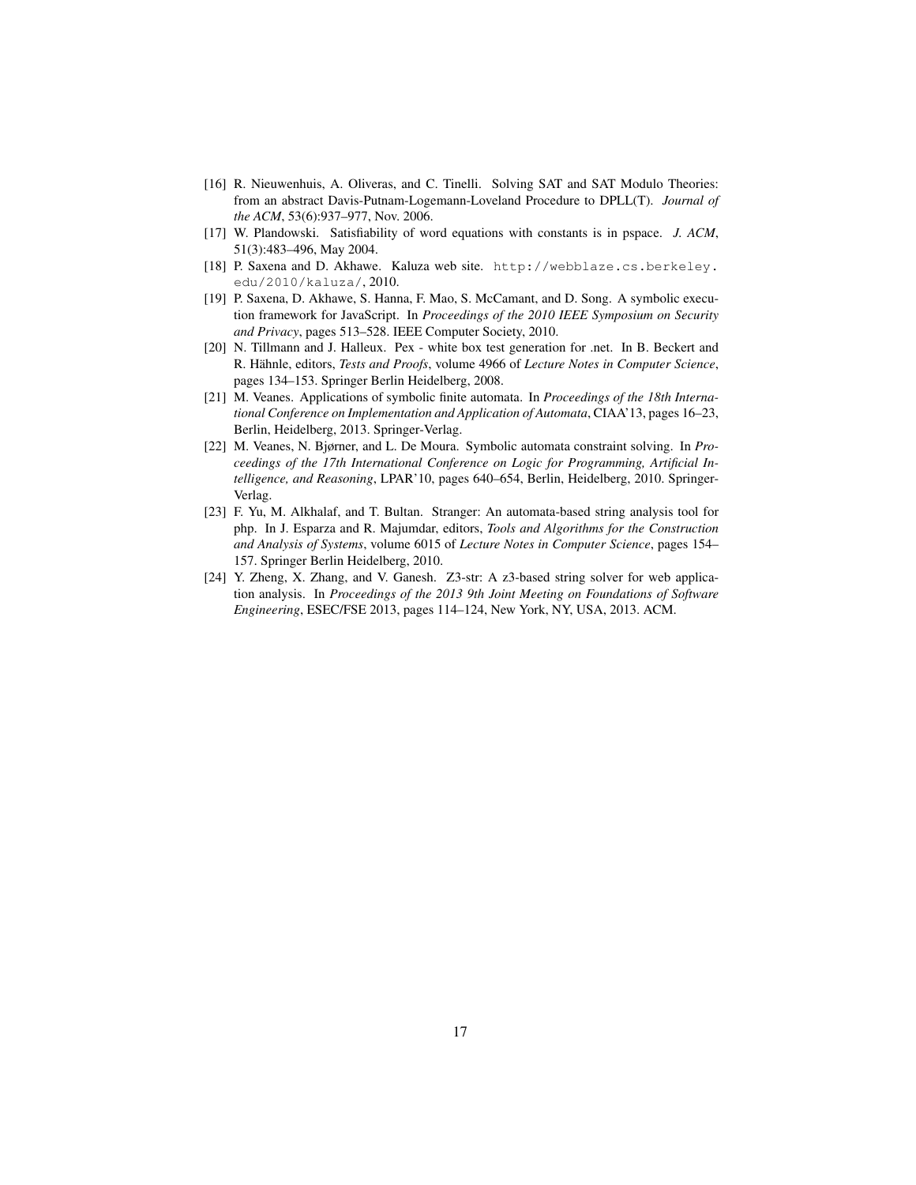[16] R. Nieuwenhuis, A. Oliveras, and C. Tinelli. Solving SAT and SAT Modulo Theories: from an abstract Davis-Putnam-Logemann-Loveland Procedure to DPLL(T). *Journal of the ACM*, 53(6):937–977, Nov. 2006.

[17] W. Plandowski. Satisfiability of word equations with constants is in pspace. *J. ACM*, 51(3):483–496, May 2004.

[18] P. Saxena and D. Akhawe. Kaluza web site. `http://webblaze.cs.berkeley.edu/2010/kaluza/`, 2010.

[19] P. Saxena, D. Akhawe, S. Hanna, F. Mao, S. McCamant, and D. Song. A symbolic execution framework for JavaScript. In *Proceedings of the 2010 IEEE Symposium on Security and Privacy*, pages 513–528. IEEE Computer Society, 2010.

[20] N. Tillmann and J. Halleux. Pex - white box test generation for .net. In B. Beckert and R. Hähnle, editors, *Tests and Proofs*, volume 4966 of *Lecture Notes in Computer Science*, pages 134–153. Springer Berlin Heidelberg, 2008.

[21] M. Veanes. Applications of symbolic finite automata. In *Proceedings of the 18th International Conference on Implementation and Application of Automata*, CIAA'13, pages 16–23, Berlin, Heidelberg, 2013. Springer-Verlag.

[22] M. Veanes, N. Bjørner, and L. De Moura. Symbolic automata constraint solving. In *Proceedings of the 17th International Conference on Logic for Programming, Artificial Intelligence, and Reasoning*, LPAR'10, pages 640–654, Berlin, Heidelberg, 2010. Springer-Verlag.

[23] F. Yu, M. Alkhalaf, and T. Bultan. Stranger: An automata-based string analysis tool for php. In J. Esparza and R. Majumdar, editors, *Tools and Algorithms for the Construction and Analysis of Systems*, volume 6015 of *Lecture Notes in Computer Science*, pages 154–157. Springer Berlin Heidelberg, 2010.

[24] Y. Zheng, X. Zhang, and V. Ganesh. Z3-str: A z3-based string solver for web application analysis. In *Proceedings of the 2013 9th Joint Meeting on Foundations of Software Engineering*, ESEC/FSE 2013, pages 114–124, New York, NY, USA, 2013. ACM.